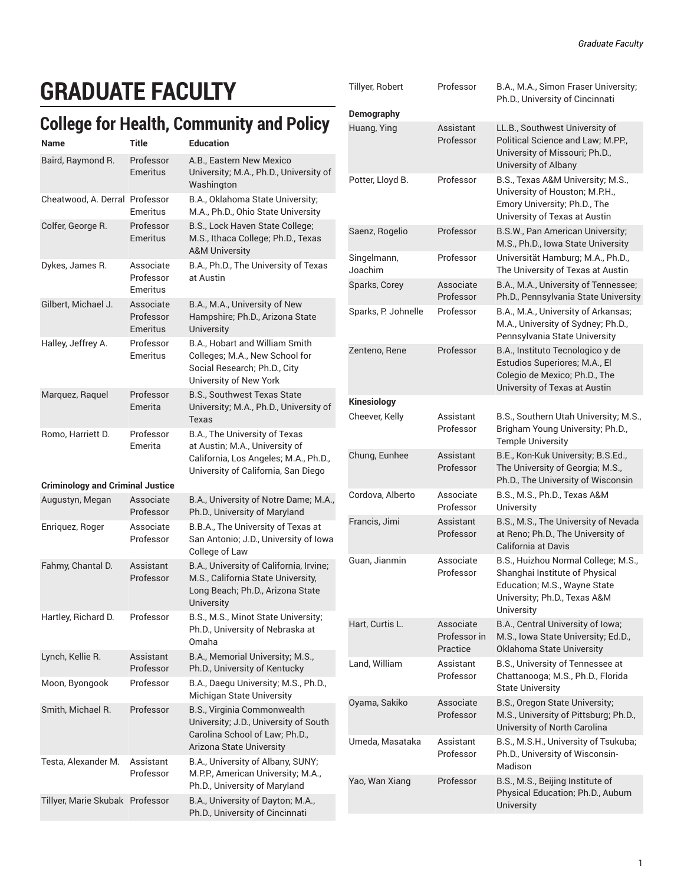# GRADUATE FACULTY

## College for Health, Community and Policy

| Name | Title | Education |
|---|---|---|
| Baird, Raymond R. | Professor Emeritus | A.B., Eastern New Mexico University; M.A., Ph.D., University of Washington |
| Cheatwood, A. Derral | Professor Emeritus | B.A., Oklahoma State University; M.A., Ph.D., Ohio State University |
| Colfer, George R. | Professor Emeritus | B.S., Lock Haven State College; M.S., Ithaca College; Ph.D., Texas A&M University |
| Dykes, James R. | Associate Professor Emeritus | B.A., Ph.D., The University of Texas at Austin |
| Gilbert, Michael J. | Associate Professor Emeritus | B.A., M.A., University of New Hampshire; Ph.D., Arizona State University |
| Halley, Jeffrey A. | Professor Emeritus | B.A., Hobart and William Smith Colleges; M.A., New School for Social Research; Ph.D., City University of New York |
| Marquez, Raquel | Professor Emerita | B.S., Southwest Texas State University; M.A., Ph.D., University of Texas |
| Romo, Harriett D. | Professor Emerita | B.A., The University of Texas at Austin; M.A., University of California, Los Angeles; M.A., Ph.D., University of California, San Diego |
| **Criminology and Criminal Justice** | | |
| Augustyn, Megan | Associate Professor | B.A., University of Notre Dame; M.A., Ph.D., University of Maryland |
| Enriquez, Roger | Associate Professor | B.B.A., The University of Texas at San Antonio; J.D., University of Iowa College of Law |
| Fahmy, Chantal D. | Assistant Professor | B.A., University of California, Irvine; M.S., California State University, Long Beach; Ph.D., Arizona State University |
| Hartley, Richard D. | Professor | B.S., M.S., Minot State University; Ph.D., University of Nebraska at Omaha |
| Lynch, Kellie R. | Assistant Professor | B.A., Memorial University; M.S., Ph.D., University of Kentucky |
| Moon, Byongook | Professor | B.A., Daegu University; M.S., Ph.D., Michigan State University |
| Smith, Michael R. | Professor | B.S., Virginia Commonwealth University; J.D., University of South Carolina School of Law; Ph.D., Arizona State University |
| Testa, Alexander M. | Assistant Professor | B.A., University of Albany, SUNY; M.P.P., American University; M.A., Ph.D., University of Maryland |
| Tillyer, Marie Skubak | Professor | B.A., University of Dayton; M.A., Ph.D., University of Cincinnati |
| Tillyer, Robert | Professor | B.A., M.A., Simon Fraser University; Ph.D., University of Cincinnati |
| **Demography** | | |
| Huang, Ying | Assistant Professor | LL.B., Southwest University of Political Science and Law; M.PP., University of Missouri; Ph.D., University of Albany |
| Potter, Lloyd B. | Professor | B.S., Texas A&M University; M.S., University of Houston; M.P.H., Emory University; Ph.D., The University of Texas at Austin |
| Saenz, Rogelio | Professor | B.S.W., Pan American University; M.S., Ph.D., Iowa State University |
| Singelmann, Joachim | Professor | Universität Hamburg; M.A., Ph.D., The University of Texas at Austin |
| Sparks, Corey | Associate Professor | B.A., M.A., University of Tennessee; Ph.D., Pennsylvania State University |
| Sparks, P. Johnelle | Professor | B.A., M.A., University of Arkansas; M.A., University of Sydney; Ph.D., Pennsylvania State University |
| Zenteno, Rene | Professor | B.A., Instituto Tecnologico y de Estudios Superiores; M.A., El Colegio de Mexico; Ph.D., The University of Texas at Austin |
| **Kinesiology** | | |
| Cheever, Kelly | Assistant Professor | B.S., Southern Utah University; M.S., Brigham Young University; Ph.D., Temple University |
| Chung, Eunhee | Assistant Professor | B.E., Kon-Kuk University; B.S.Ed., The University of Georgia; M.S., Ph.D., The University of Wisconsin |
| Cordova, Alberto | Associate Professor | B.S., M.S., Ph.D., Texas A&M University |
| Francis, Jimi | Assistant Professor | B.S., M.S., The University of Nevada at Reno; Ph.D., The University of California at Davis |
| Guan, Jianmin | Associate Professor | B.S., Huizhou Normal College; M.S., Shanghai Institute of Physical Education; M.S., Wayne State University; Ph.D., Texas A&M University |
| Hart, Curtis L. | Associate Professor in Practice | B.A., Central University of Iowa; M.S., Iowa State University; Ed.D., Oklahoma State University |
| Land, William | Assistant Professor | B.S., University of Tennessee at Chattanooga; M.S., Ph.D., Florida State University |
| Oyama, Sakiko | Associate Professor | B.S., Oregon State University; M.S., University of Pittsburg; Ph.D., University of North Carolina |
| Umeda, Masataka | Assistant Professor | B.S., M.S.H., University of Tsukuba; Ph.D., University of Wisconsin-Madison |
| Yao, Wan Xiang | Professor | B.S., M.S., Beijing Institute of Physical Education; Ph.D., Auburn University |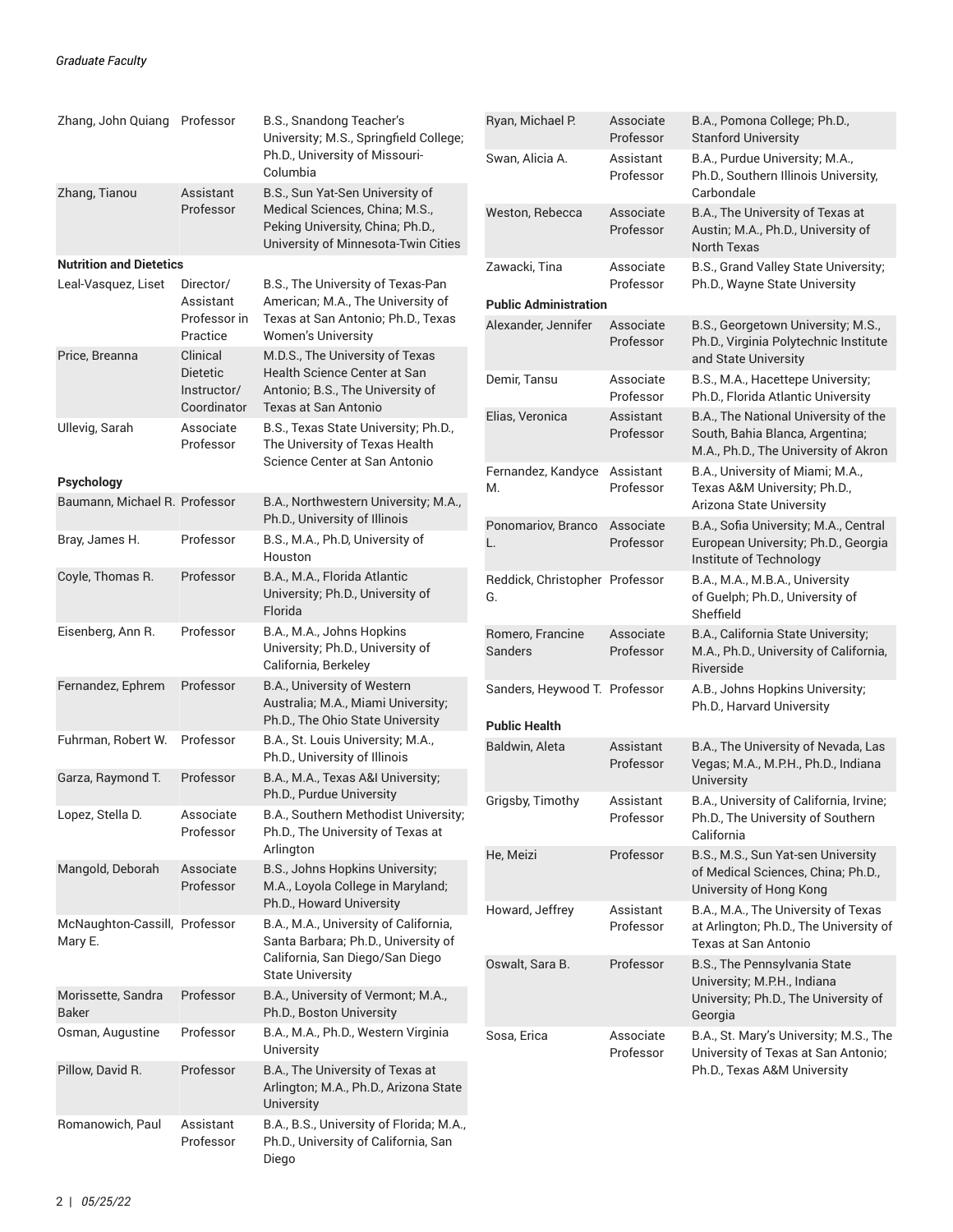| | | |
|---|---|---|
| Zhang, John Quiang | Professor | B.S., Snandong Teacher's University; M.S., Springfield College; Ph.D., University of Missouri-Columbia |
| Zhang, Tianou | Assistant Professor | B.S., Sun Yat-Sen University of Medical Sciences, China; M.S., Peking University, China; Ph.D., University of Minnesota-Twin Cities |

**Nutrition and Dietetics**

| | | |
|---|---|---|
| Leal-Vasquez, Liset | Director/ Assistant Professor in Practice | B.S., The University of Texas-Pan American; M.A., The University of Texas at San Antonio; Ph.D., Texas Women's University |
| Price, Breanna | Clinical Dietetic Instructor/ Coordinator | M.D.S., The University of Texas Health Science Center at San Antonio; B.S., The University of Texas at San Antonio |
| Ullevig, Sarah | Associate Professor | B.S., Texas State University; Ph.D., The University of Texas Health Science Center at San Antonio |

**Psychology**

| | | |
|---|---|---|
| Baumann, Michael R. | Professor | B.A., Northwestern University; M.A., Ph.D., University of Illinois |
| Bray, James H. | Professor | B.S., M.A., Ph.D, University of Houston |
| Coyle, Thomas R. | Professor | B.A., M.A., Florida Atlantic University; Ph.D., University of Florida |
| Eisenberg, Ann R. | Professor | B.A., M.A., Johns Hopkins University; Ph.D., University of California, Berkeley |
| Fernandez, Ephrem | Professor | B.A., University of Western Australia; M.A., Miami University; Ph.D., The Ohio State University |
| Fuhrman, Robert W. | Professor | B.A., St. Louis University; M.A., Ph.D., University of Illinois |
| Garza, Raymond T. | Professor | B.A., M.A., Texas A&I University; Ph.D., Purdue University |
| Lopez, Stella D. | Associate Professor | B.A., Southern Methodist University; Ph.D., The University of Texas at Arlington |
| Mangold, Deborah | Associate Professor | B.S., Johns Hopkins University; M.A., Loyola College in Maryland; Ph.D., Howard University |
| McNaughton-Cassill, Mary E. | Professor | B.A., M.A., University of California, Santa Barbara; Ph.D., University of California, San Diego/San Diego State University |
| Morissette, Sandra Baker | Professor | B.A., University of Vermont; M.A., Ph.D., Boston University |
| Osman, Augustine | Professor | B.A., M.A., Ph.D., Western Virginia University |
| Pillow, David R. | Professor | B.A., The University of Texas at Arlington; M.A., Ph.D., Arizona State University |
| Romanowich, Paul | Assistant Professor | B.A., B.S., University of Florida; M.A., Ph.D., University of California, San Diego |
| Ryan, Michael P. | Associate Professor | B.A., Pomona College; Ph.D., Stanford University |
| Swan, Alicia A. | Assistant Professor | B.A., Purdue University; M.A., Ph.D., Southern Illinois University, Carbondale |
| Weston, Rebecca | Associate Professor | B.A., The University of Texas at Austin; M.A., Ph.D., University of North Texas |
| Zawacki, Tina | Associate Professor | B.S., Grand Valley State University; Ph.D., Wayne State University |

**Public Administration**

| | | |
|---|---|---|
| Alexander, Jennifer | Associate Professor | B.S., Georgetown University; M.S., Ph.D., Virginia Polytechnic Institute and State University |
| Demir, Tansu | Associate Professor | B.S., M.A., Hacettepe University; Ph.D., Florida Atlantic University |
| Elias, Veronica | Assistant Professor | B.A., The National University of the South, Bahia Blanca, Argentina; M.A., Ph.D., The University of Akron |
| Fernandez, Kandyce M. | Assistant Professor | B.A., University of Miami; M.A., Texas A&M University; Ph.D., Arizona State University |
| Ponomariov, Branco L. | Associate Professor | B.A., Sofia University; M.A., Central European University; Ph.D., Georgia Institute of Technology |
| Reddick, Christopher G. | Professor | B.A., M.A., M.B.A., University of Guelph; Ph.D., University of Sheffield |
| Romero, Francine Sanders | Associate Professor | B.A., California State University; M.A., Ph.D., University of California, Riverside |
| Sanders, Heywood T. | Professor | A.B., Johns Hopkins University; Ph.D., Harvard University |

**Public Health**

| | | |
|---|---|---|
| Baldwin, Aleta | Assistant Professor | B.A., The University of Nevada, Las Vegas; M.A., M.P.H., Ph.D., Indiana University |
| Grigsby, Timothy | Assistant Professor | B.A., University of California, Irvine; Ph.D., The University of Southern California |
| He, Meizi | Professor | B.S., M.S., Sun Yat-sen University of Medical Sciences, China; Ph.D., University of Hong Kong |
| Howard, Jeffrey | Assistant Professor | B.A., M.A., The University of Texas at Arlington; Ph.D., The University of Texas at San Antonio |
| Oswalt, Sara B. | Professor | B.S., The Pennsylvania State University; M.P.H., Indiana University; Ph.D., The University of Georgia |
| Sosa, Erica | Associate Professor | B.A., St. Mary's University; M.S., The University of Texas at San Antonio; Ph.D., Texas A&M University |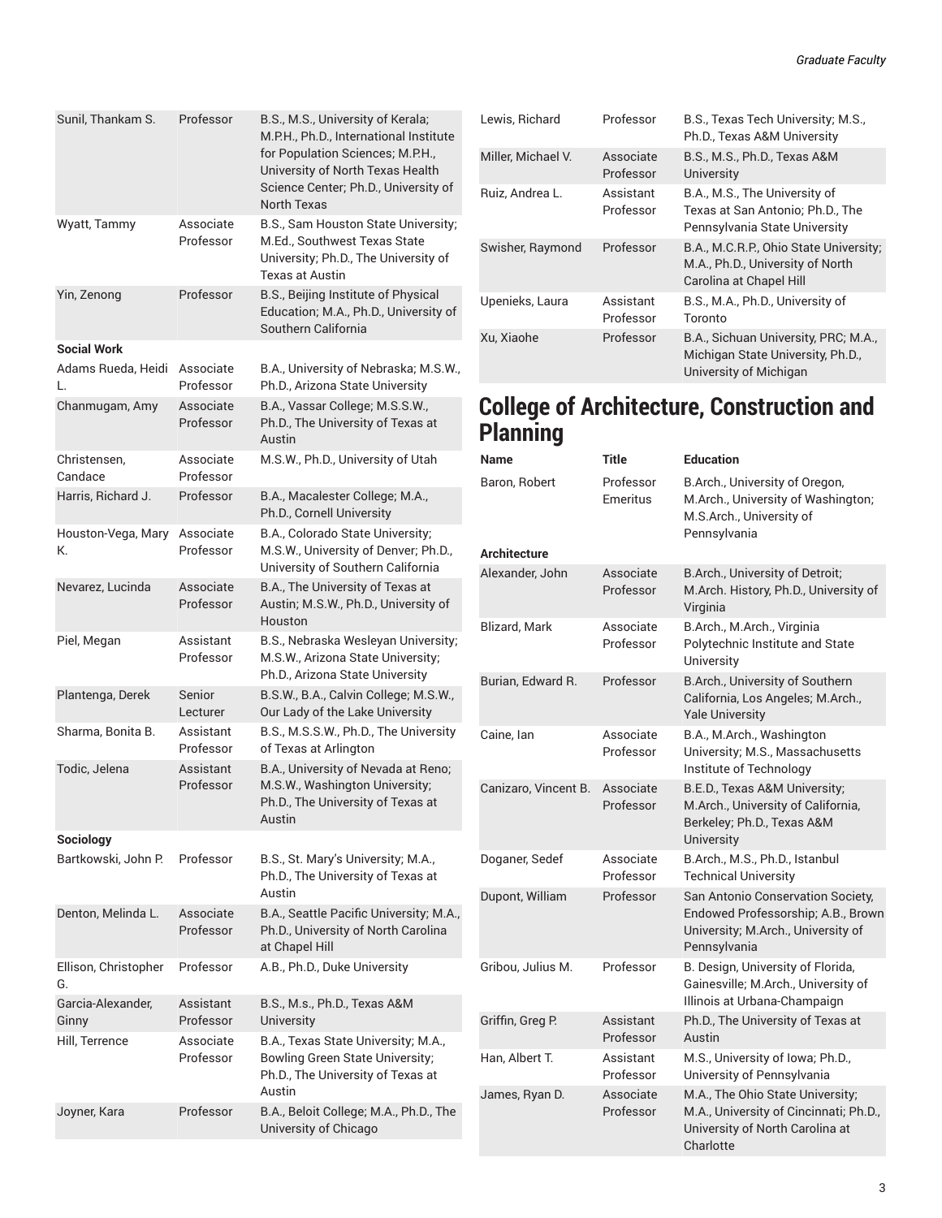| | | |
|---|---|---|
| Sunil, Thankam S. | Professor | B.S., M.S., University of Kerala; M.P.H., Ph.D., International Institute for Population Sciences; M.P.H., University of North Texas Health Science Center; Ph.D., University of North Texas |
| Wyatt, Tammy | Associate Professor | B.S., Sam Houston State University; M.Ed., Southwest Texas State University; Ph.D., The University of Texas at Austin |
| Yin, Zenong | Professor | B.S., Beijing Institute of Physical Education; M.A., Ph.D., University of Southern California |
| **Social Work** | | |
| Adams Rueda, Heidi L. | Associate Professor | B.A., University of Nebraska; M.S.W., Ph.D., Arizona State University |
| Chanmugam, Amy | Associate Professor | B.A., Vassar College; M.S.S.W., Ph.D., The University of Texas at Austin |
| Christensen, Candace | Associate Professor | M.S.W., Ph.D., University of Utah |
| Harris, Richard J. | Professor | B.A., Macalester College; M.A., Ph.D., Cornell University |
| Houston-Vega, Mary K. | Associate Professor | B.A., Colorado State University; M.S.W., University of Denver; Ph.D., University of Southern California |
| Nevarez, Lucinda | Associate Professor | B.A., The University of Texas at Austin; M.S.W., Ph.D., University of Houston |
| Piel, Megan | Assistant Professor | B.S., Nebraska Wesleyan University; M.S.W., Arizona State University; Ph.D., Arizona State University |
| Plantenga, Derek | Senior Lecturer | B.S.W., B.A., Calvin College; M.S.W., Our Lady of the Lake University |
| Sharma, Bonita B. | Assistant Professor | B.S., M.S.S.W., Ph.D., The University of Texas at Arlington |
| Todic, Jelena | Assistant Professor | B.A., University of Nevada at Reno; M.S.W., Washington University; Ph.D., The University of Texas at Austin |
| **Sociology** | | |
| Bartkowski, John P. | Professor | B.S., St. Mary's University; M.A., Ph.D., The University of Texas at Austin |
| Denton, Melinda L. | Associate Professor | B.A., Seattle Pacific University; M.A., Ph.D., University of North Carolina at Chapel Hill |
| Ellison, Christopher G. | Professor | A.B., Ph.D., Duke University |
| Garcia-Alexander, Ginny | Assistant Professor | B.S., M.s., Ph.D., Texas A&M University |
| Hill, Terrence | Associate Professor | B.A., Texas State University; M.A., Bowling Green State University; Ph.D., The University of Texas at Austin |
| Joyner, Kara | Professor | B.A., Beloit College; M.A., Ph.D., The University of Chicago |
| Lewis, Richard | Professor | B.S., Texas Tech University; M.S., Ph.D., Texas A&M University |
| Miller, Michael V. | Associate Professor | B.S., M.S., Ph.D., Texas A&M University |
| Ruiz, Andrea L. | Assistant Professor | B.A., M.S., The University of Texas at San Antonio; Ph.D., The Pennsylvania State University |
| Swisher, Raymond | Professor | B.A., M.C.R.P., Ohio State University; M.A., Ph.D., University of North Carolina at Chapel Hill |
| Upenieks, Laura | Assistant Professor | B.S., M.A., Ph.D., University of Toronto |
| Xu, Xiaohe | Professor | B.A., Sichuan University, PRC; M.A., Michigan State University, Ph.D., University of Michigan |

# College of Architecture, Construction and Planning

| Name | Title | Education |
|---|---|---|
| Baron, Robert | Professor Emeritus | B.Arch., University of Oregon, M.Arch., University of Washington; M.S.Arch., University of Pennsylvania |
| **Architecture** | | |
| Alexander, John | Associate Professor | B.Arch., University of Detroit; M.Arch. History, Ph.D., University of Virginia |
| Blizard, Mark | Associate Professor | B.Arch., M.Arch., Virginia Polytechnic Institute and State University |
| Burian, Edward R. | Professor | B.Arch., University of Southern California, Los Angeles; M.Arch., Yale University |
| Caine, Ian | Associate Professor | B.A., M.Arch., Washington University; M.S., Massachusetts Institute of Technology |
| Canizaro, Vincent B. | Associate Professor | B.E.D., Texas A&M University; M.Arch., University of California, Berkeley; Ph.D., Texas A&M University |
| Doganer, Sedef | Associate Professor | B.Arch., M.S., Ph.D., Istanbul Technical University |
| Dupont, William | Professor | San Antonio Conservation Society, Endowed Professorship; A.B., Brown University; M.Arch., University of Pennsylvania |
| Gribou, Julius M. | Professor | B. Design, University of Florida, Gainesville; M.Arch., University of Illinois at Urbana-Champaign |
| Griffin, Greg P. | Assistant Professor | Ph.D., The University of Texas at Austin |
| Han, Albert T. | Assistant Professor | M.S., University of Iowa; Ph.D., University of Pennsylvania |
| James, Ryan D. | Associate Professor | M.A., The Ohio State University; M.A., University of Cincinnati; Ph.D., University of North Carolina at Charlotte |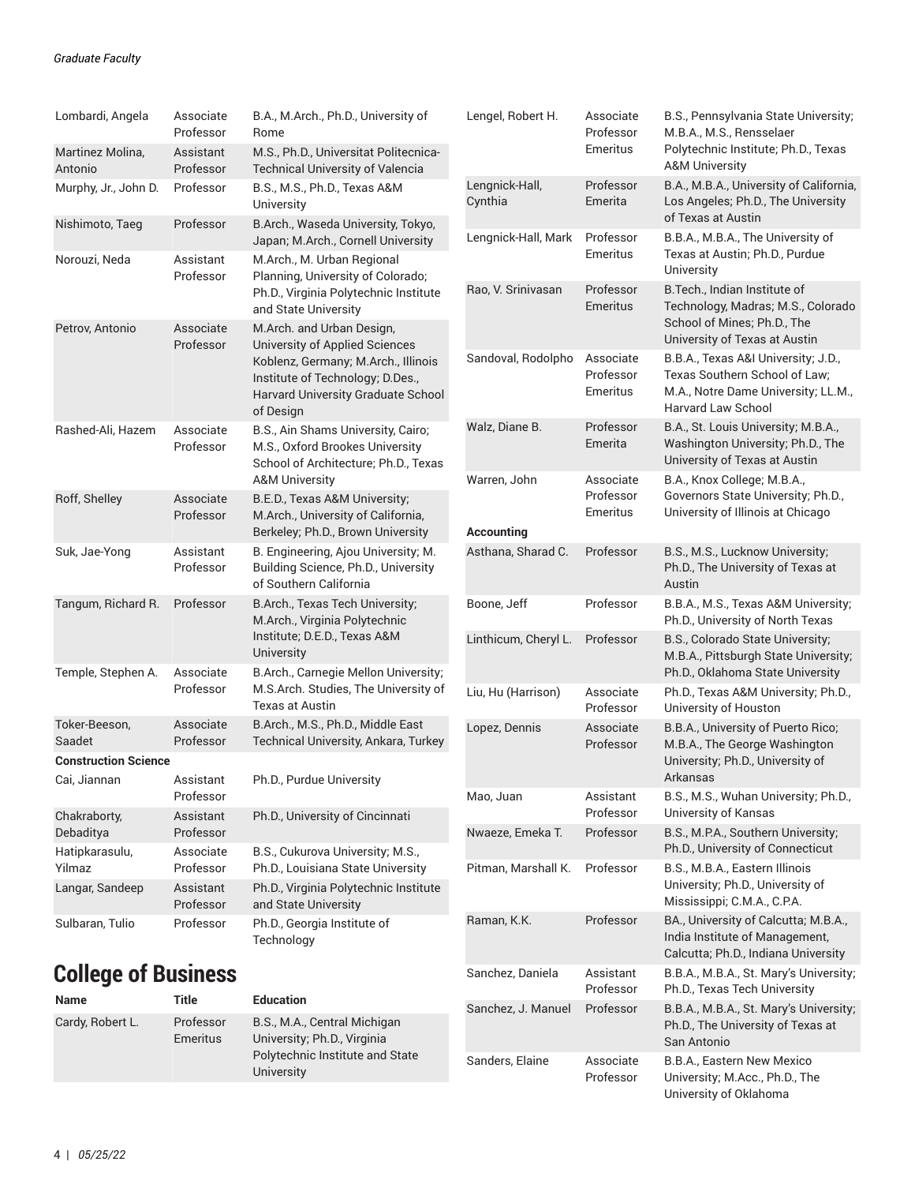| Name | Title | Education |
|---|---|---|
| Lombardi, Angela | Associate Professor | B.A., M.Arch., Ph.D., University of Rome |
| Martinez Molina, Antonio | Assistant Professor | M.S., Ph.D., Universitat Politecnica-Technical University of Valencia |
| Murphy, Jr., John D. | Professor | B.S., M.S., Ph.D., Texas A&M University |
| Nishimoto, Taeg | Professor | B.Arch., Waseda University, Tokyo, Japan; M.Arch., Cornell University |
| Norouzi, Neda | Assistant Professor | M.Arch., M. Urban Regional Planning, University of Colorado; Ph.D., Virginia Polytechnic Institute and State University |
| Petrov, Antonio | Associate Professor | M.Arch. and Urban Design, University of Applied Sciences Koblenz, Germany; M.Arch., Illinois Institute of Technology; D.Des., Harvard University Graduate School of Design |
| Rashed-Ali, Hazem | Associate Professor | B.S., Ain Shams University, Cairo; M.S., Oxford Brookes University School of Architecture; Ph.D., Texas A&M University |
| Roff, Shelley | Associate Professor | B.E.D., Texas A&M University; M.Arch., University of California, Berkeley; Ph.D., Brown University |
| Suk, Jae-Yong | Assistant Professor | B. Engineering, Ajou University; M. Building Science, Ph.D., University of Southern California |
| Tangum, Richard R. | Professor | B.Arch., Texas Tech University; M.Arch., Virginia Polytechnic Institute; D.E.D., Texas A&M University |
| Temple, Stephen A. | Associate Professor | B.Arch., Carnegie Mellon University; M.S.Arch. Studies, The University of Texas at Austin |
| Toker-Beeson, Saadet | Associate Professor | B.Arch., M.S., Ph.D., Middle East Technical University, Ankara, Turkey |
| **Construction Science** | | |
| Cai, Jiannan | Assistant Professor | Ph.D., Purdue University |
| Chakraborty, Debaditya | Assistant Professor | Ph.D., University of Cincinnati |
| Hatipkarasulu, Yilmaz | Associate Professor | B.S., Cukurova University; M.S., Ph.D., Louisiana State University |
| Langar, Sandeep | Assistant Professor | Ph.D., Virginia Polytechnic Institute and State University |
| Sulbaran, Tulio | Professor | Ph.D., Georgia Institute of Technology |

## College of Business

| Name | Title | Education |
|---|---|---|
| Cardy, Robert L. | Professor Emeritus | B.S., M.A., Central Michigan University; Ph.D., Virginia Polytechnic Institute and State University |
| Lengel, Robert H. | Associate Professor Emeritus | B.S., Pennsylvania State University; M.B.A., M.S., Rensselaer Polytechnic Institute; Ph.D., Texas A&M University |
| Lengnick-Hall, Cynthia | Professor Emerita | B.A., M.B.A., University of California, Los Angeles; Ph.D., The University of Texas at Austin |
| Lengnick-Hall, Mark | Professor Emeritus | B.B.A., M.B.A., The University of Texas at Austin; Ph.D., Purdue University |
| Rao, V. Srinivasan | Professor Emeritus | B.Tech., Indian Institute of Technology, Madras; M.S., Colorado School of Mines; Ph.D., The University of Texas at Austin |
| Sandoval, Rodolpho | Associate Professor Emeritus | B.B.A., Texas A&I University; J.D., Texas Southern School of Law; M.A., Notre Dame University; LL.M., Harvard Law School |
| Walz, Diane B. | Professor Emerita | B.A., St. Louis University; M.B.A., Washington University; Ph.D., The University of Texas at Austin |
| Warren, John | Associate Professor Emeritus | B.A., Knox College; M.B.A., Governors State University; Ph.D., University of Illinois at Chicago |
| **Accounting** | | |
| Asthana, Sharad C. | Professor | B.S., M.S., Lucknow University; Ph.D., The University of Texas at Austin |
| Boone, Jeff | Professor | B.B.A., M.S., Texas A&M University; Ph.D., University of North Texas |
| Linthicum, Cheryl L. | Professor | B.S., Colorado State University; M.B.A., Pittsburgh State University; Ph.D., Oklahoma State University |
| Liu, Hu (Harrison) | Associate Professor | Ph.D., Texas A&M University; Ph.D., University of Houston |
| Lopez, Dennis | Associate Professor | B.B.A., University of Puerto Rico; M.B.A., The George Washington University; Ph.D., University of Arkansas |
| Mao, Juan | Assistant Professor | B.S., M.S., Wuhan University; Ph.D., University of Kansas |
| Nwaeze, Emeka T. | Professor | B.S., M.P.A., Southern University; Ph.D., University of Connecticut |
| Pitman, Marshall K. | Professor | B.S., M.B.A., Eastern Illinois University; Ph.D., University of Mississippi; C.M.A., C.P.A. |
| Raman, K.K. | Professor | BA., University of Calcutta; M.B.A., India Institute of Management, Calcutta; Ph.D., Indiana University |
| Sanchez, Daniela | Assistant Professor | B.B.A., M.B.A., St. Mary's University; Ph.D., Texas Tech University |
| Sanchez, J. Manuel | Professor | B.B.A., M.B.A., St. Mary's University; Ph.D., The University of Texas at San Antonio |
| Sanders, Elaine | Associate Professor | B.B.A., Eastern New Mexico University; M.Acc., Ph.D., The University of Oklahoma |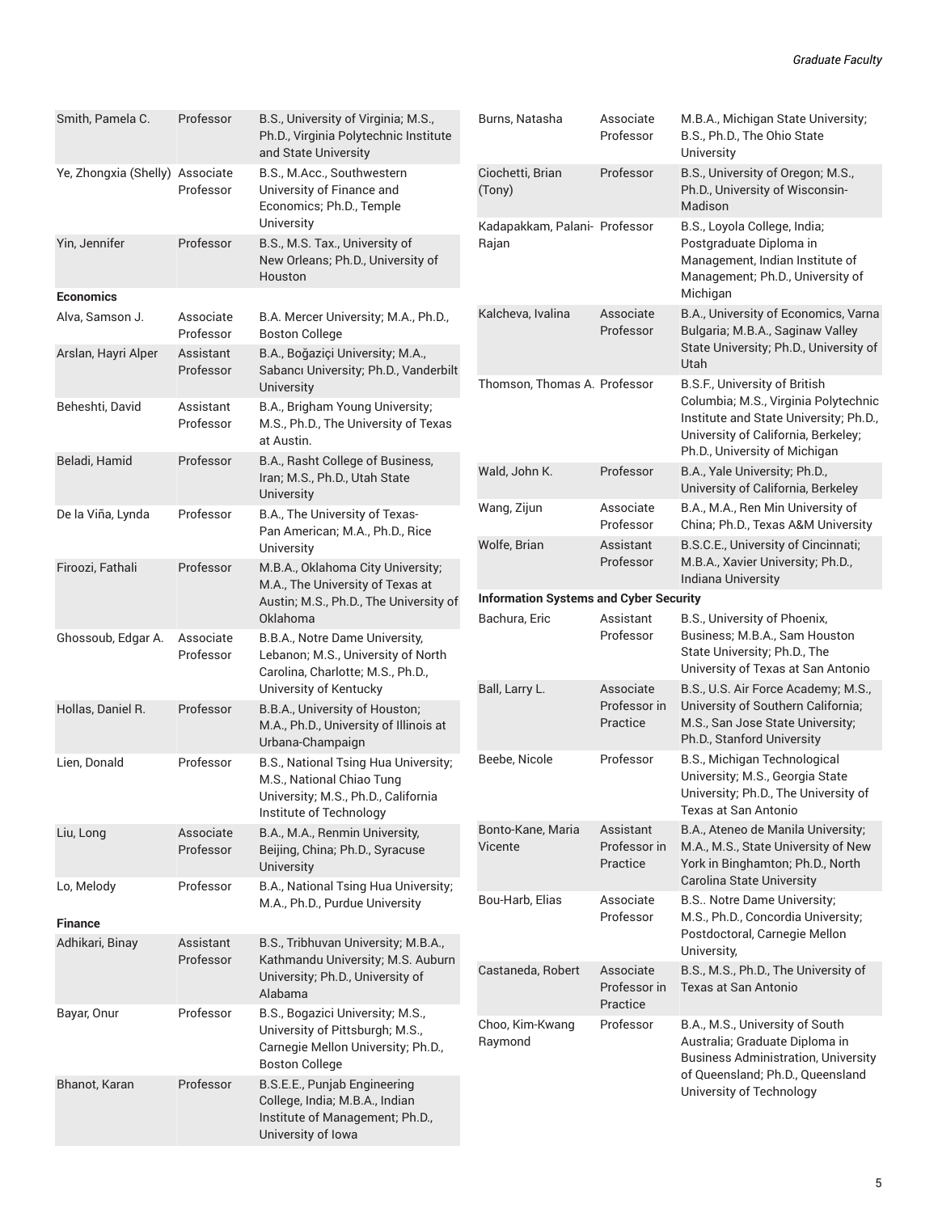| Name | Title | Degrees |
| --- | --- | --- |
| Smith, Pamela C. | Professor | B.S., University of Virginia; M.S., Ph.D., Virginia Polytechnic Institute and State University |
| Ye, Zhongxia (Shelly) | Associate Professor | B.S., M.Acc., Southwestern University of Finance and Economics; Ph.D., Temple University |
| Yin, Jennifer | Professor | B.S., M.S. Tax., University of New Orleans; Ph.D., University of Houston |

**Economics**

| Name | Title | Degrees |
| --- | --- | --- |
| Alva, Samson J. | Associate Professor | B.A. Mercer University; M.A., Ph.D., Boston College |
| Arslan, Hayri Alper | Assistant Professor | B.A., Boğaziçi University; M.A., Sabancı University; Ph.D., Vanderbilt University |
| Beheshti, David | Assistant Professor | B.A., Brigham Young University; M.S., Ph.D., The University of Texas at Austin. |
| Beladi, Hamid | Professor | B.A., Rasht College of Business, Iran; M.S., Ph.D., Utah State University |
| De la Viña, Lynda | Professor | B.A., The University of Texas-Pan American; M.A., Ph.D., Rice University |
| Firoozi, Fathali | Professor | M.B.A., Oklahoma City University; M.A., The University of Texas at Austin; M.S., Ph.D., The University of Oklahoma |
| Ghossoub, Edgar A. | Associate Professor | B.B.A., Notre Dame University, Lebanon; M.S., University of North Carolina, Charlotte; M.S., Ph.D., University of Kentucky |
| Hollas, Daniel R. | Professor | B.B.A., University of Houston; M.A., Ph.D., University of Illinois at Urbana-Champaign |
| Lien, Donald | Professor | B.S., National Tsing Hua University; M.S., National Chiao Tung University; M.S., Ph.D., California Institute of Technology |
| Liu, Long | Associate Professor | B.A., M.A., Renmin University, Beijing, China; Ph.D., Syracuse University |
| Lo, Melody | Professor | B.A., National Tsing Hua University; M.A., Ph.D., Purdue University |

**Finance**

| Name | Title | Degrees |
| --- | --- | --- |
| Adhikari, Binay | Assistant Professor | B.S., Tribhuvan University; M.B.A., Kathmandu University; M.S. Auburn University; Ph.D., University of Alabama |
| Bayar, Onur | Professor | B.S., Bogazici University; M.S., University of Pittsburgh; M.S., Carnegie Mellon University; Ph.D., Boston College |
| Bhanot, Karan | Professor | B.S.E.E., Punjab Engineering College, India; M.B.A., Indian Institute of Management; Ph.D., University of Iowa |
| Burns, Natasha | Associate Professor | M.B.A., Michigan State University; B.S., Ph.D., The Ohio State University |
| Ciochetti, Brian (Tony) | Professor | B.S., University of Oregon; M.S., Ph.D., University of Wisconsin-Madison |
| Kadapakkam, Palani-Rajan | Professor | B.S., Loyola College, India; Postgraduate Diploma in Management, Indian Institute of Management; Ph.D., University of Michigan |
| Kalcheva, Ivalina | Associate Professor | B.A., University of Economics, Varna Bulgaria; M.B.A., Saginaw Valley State University; Ph.D., University of Utah |
| Thomson, Thomas A. | Professor | B.S.F., University of British Columbia; M.S., Virginia Polytechnic Institute and State University; Ph.D., University of California, Berkeley; Ph.D., University of Michigan |
| Wald, John K. | Professor | B.A., Yale University; Ph.D., University of California, Berkeley |
| Wang, Zijun | Associate Professor | B.A., M.A., Ren Min University of China; Ph.D., Texas A&M University |
| Wolfe, Brian | Assistant Professor | B.S.C.E., University of Cincinnati; M.B.A., Xavier University; Ph.D., Indiana University |

**Information Systems and Cyber Security**

| Name | Title | Degrees |
| --- | --- | --- |
| Bachura, Eric | Assistant Professor | B.S., University of Phoenix, Business; M.B.A., Sam Houston State University; Ph.D., The University of Texas at San Antonio |
| Ball, Larry L. | Associate Professor in Practice | B.S., U.S. Air Force Academy; M.S., University of Southern California; M.S., San Jose State University; Ph.D., Stanford University |
| Beebe, Nicole | Professor | B.S., Michigan Technological University; M.S., Georgia State University; Ph.D., The University of Texas at San Antonio |
| Bonto-Kane, Maria Vicente | Assistant Professor in Practice | B.A., Ateneo de Manila University; M.A., M.S., State University of New York in Binghamton; Ph.D., North Carolina State University |
| Bou-Harb, Elias | Associate Professor | B.S.. Notre Dame University; M.S., Ph.D., Concordia University; Postdoctoral, Carnegie Mellon University, |
| Castaneda, Robert | Associate Professor in Practice | B.S., M.S., Ph.D., The University of Texas at San Antonio |
| Choo, Kim-Kwang Raymond | Professor | B.A., M.S., University of South Australia; Graduate Diploma in Business Administration, University of Queensland; Ph.D., Queensland University of Technology |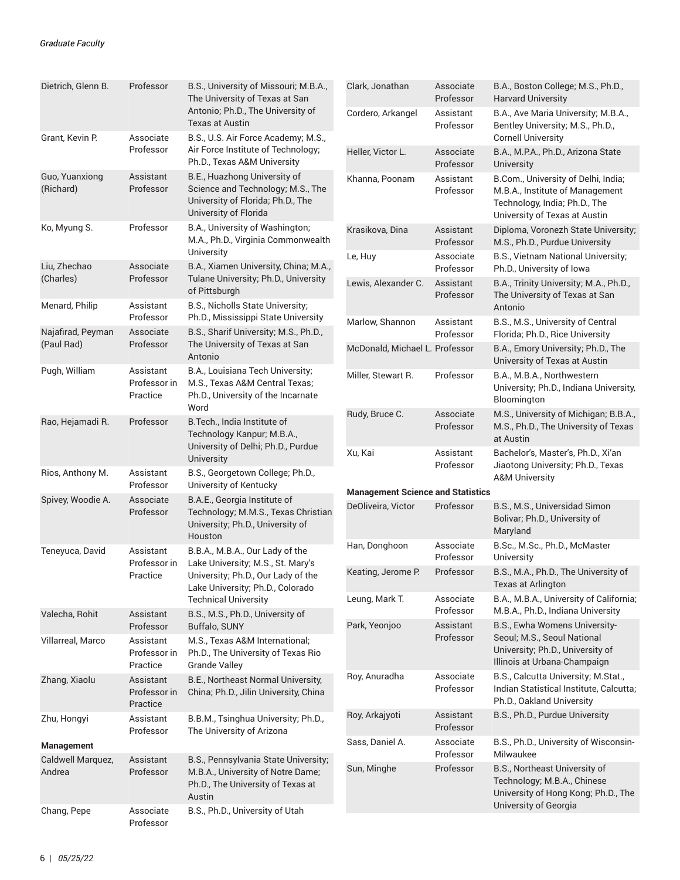| | | |
|---|---|---|
| Dietrich, Glenn B. | Professor | B.S., University of Missouri; M.B.A., The University of Texas at San Antonio; Ph.D., The University of Texas at Austin |
| Grant, Kevin P. | Associate Professor | B.S., U.S. Air Force Academy; M.S., Air Force Institute of Technology; Ph.D., Texas A&M University |
| Guo, Yuanxiong (Richard) | Assistant Professor | B.E., Huazhong University of Science and Technology; M.S., The University of Florida; Ph.D., The University of Florida |
| Ko, Myung S. | Professor | B.A., University of Washington; M.A., Ph.D., Virginia Commonwealth University |
| Liu, Zhechao (Charles) | Associate Professor | B.A., Xiamen University, China; M.A., Tulane University; Ph.D., University of Pittsburgh |
| Menard, Philip | Assistant Professor | B.S., Nicholls State University; Ph.D., Mississippi State University |
| Najafirad, Peyman (Paul Rad) | Associate Professor | B.S., Sharif University; M.S., Ph.D., The University of Texas at San Antonio |
| Pugh, William | Assistant Professor in Practice | B.A., Louisiana Tech University; M.S., Texas A&M Central Texas; Ph.D., University of the Incarnate Word |
| Rao, Hejamadi R. | Professor | B.Tech., India Institute of Technology Kanpur; M.B.A., University of Delhi; Ph.D., Purdue University |
| Rios, Anthony M. | Assistant Professor | B.S., Georgetown College; Ph.D., University of Kentucky |
| Spivey, Woodie A. | Associate Professor | B.A.E., Georgia Institute of Technology; M.M.S., Texas Christian University; Ph.D., University of Houston |
| Teneyuca, David | Assistant Professor in Practice | B.B.A., M.B.A., Our Lady of the Lake University; M.S., St. Mary's University; Ph.D., Our Lady of the Lake University; Ph.D., Colorado Technical University |
| Valecha, Rohit | Assistant Professor | B.S., M.S., Ph.D., University of Buffalo, SUNY |
| Villarreal, Marco | Assistant Professor in Practice | M.S., Texas A&M International; Ph.D., The University of Texas Rio Grande Valley |
| Zhang, Xiaolu | Assistant Professor in Practice | B.E., Northeast Normal University, China; Ph.D., Jilin University, China |
| Zhu, Hongyi | Assistant Professor | B.B.M., Tsinghua University; Ph.D., The University of Arizona |

**Management**

| | | |
|---|---|---|
| Caldwell Marquez, Andrea | Assistant Professor | B.S., Pennsylvania State University; M.B.A., University of Notre Dame; Ph.D., The University of Texas at Austin |
| Chang, Pepe | Associate Professor | B.S., Ph.D., University of Utah |
| Clark, Jonathan | Associate Professor | B.A., Boston College; M.S., Ph.D., Harvard University |
| Cordero, Arkangel | Assistant Professor | B.A., Ave Maria University; M.B.A., Bentley University; M.S., Ph.D., Cornell University |
| Heller, Victor L. | Associate Professor | B.A., M.P.A., Ph.D., Arizona State University |
| Khanna, Poonam | Assistant Professor | B.Com., University of Delhi, India; M.B.A., Institute of Management Technology, India; Ph.D., The University of Texas at Austin |
| Krasikova, Dina | Assistant Professor | Diploma, Voronezh State University; M.S., Ph.D., Purdue University |
| Le, Huy | Associate Professor | B.S., Vietnam National University; Ph.D., University of Iowa |
| Lewis, Alexander C. | Assistant Professor | B.A., Trinity University; M.A., Ph.D., The University of Texas at San Antonio |
| Marlow, Shannon | Assistant Professor | B.S., M.S., University of Central Florida; Ph.D., Rice University |
| McDonald, Michael L. | Professor | B.A., Emory University; Ph.D., The University of Texas at Austin |
| Miller, Stewart R. | Professor | B.A., M.B.A., Northwestern University; Ph.D., Indiana University, Bloomington |
| Rudy, Bruce C. | Associate Professor | M.S., University of Michigan; B.B.A., M.S., Ph.D., The University of Texas at Austin |
| Xu, Kai | Assistant Professor | Bachelor's, Master's, Ph.D., Xi'an Jiaotong University; Ph.D., Texas A&M University |

**Management Science and Statistics**

| | | |
|---|---|---|
| DeOliveira, Victor | Professor | B.S., M.S., Universidad Simon Bolivar; Ph.D., University of Maryland |
| Han, Donghoon | Associate Professor | B.Sc., M.Sc., Ph.D., McMaster University |
| Keating, Jerome P. | Professor | B.S., M.A., Ph.D., The University of Texas at Arlington |
| Leung, Mark T. | Associate Professor | B.A., M.B.A., University of California; M.B.A., Ph.D., Indiana University |
| Park, Yeonjoo | Assistant Professor | B.S., Ewha Womens University-Seoul; M.S., Seoul National University; Ph.D., University of Illinois at Urbana-Champaign |
| Roy, Anuradha | Associate Professor | B.S., Calcutta University; M.Stat., Indian Statistical Institute, Calcutta; Ph.D., Oakland University |
| Roy, Arkajyoti | Assistant Professor | B.S., Ph.D., Purdue University |
| Sass, Daniel A. | Associate Professor | B.S., Ph.D., University of Wisconsin-Milwaukee |
| Sun, Minghe | Professor | B.S., Northeast University of Technology; M.B.A., Chinese University of Hong Kong; Ph.D., The University of Georgia |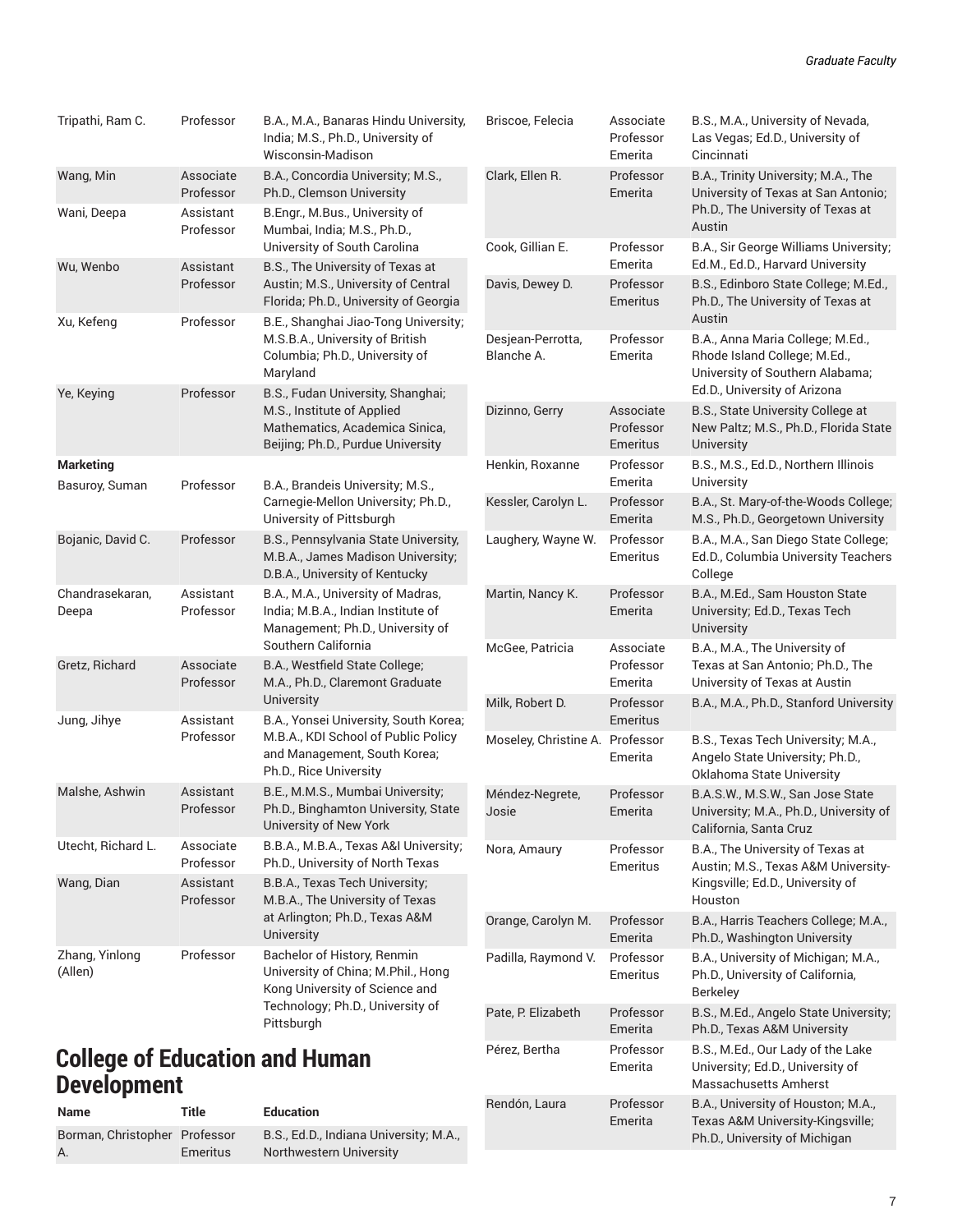| Name | Title | Education |
|---|---|---|
| Tripathi, Ram C. | Professor | B.A., M.A., Banaras Hindu University, India; M.S., Ph.D., University of Wisconsin-Madison |
| Wang, Min | Associate Professor | B.A., Concordia University; M.S., Ph.D., Clemson University |
| Wani, Deepa | Assistant Professor | B.Engr., M.Bus., University of Mumbai, India; M.S., Ph.D., University of South Carolina |
| Wu, Wenbo | Assistant Professor | B.S., The University of Texas at Austin; M.S., University of Central Florida; Ph.D., University of Georgia |
| Xu, Kefeng | Professor | B.E., Shanghai Jiao-Tong University; M.S.B.A., University of British Columbia; Ph.D., University of Maryland |
| Ye, Keying | Professor | B.S., Fudan University, Shanghai; M.S., Institute of Applied Mathematics, Academica Sinica, Beijing; Ph.D., Purdue University |
| **Marketing** | | |
| Basuroy, Suman | Professor | B.A., Brandeis University; M.S., Carnegie-Mellon University; Ph.D., University of Pittsburgh |
| Bojanic, David C. | Professor | B.S., Pennsylvania State University, M.B.A., James Madison University; D.B.A., University of Kentucky |
| Chandrasekaran, Deepa | Assistant Professor | B.A., M.A., University of Madras, India; M.B.A., Indian Institute of Management; Ph.D., University of Southern California |
| Gretz, Richard | Associate Professor | B.A., Westfield State College; M.A., Ph.D., Claremont Graduate University |
| Jung, Jihye | Assistant Professor | B.A., Yonsei University, South Korea; M.B.A., KDI School of Public Policy and Management, South Korea; Ph.D., Rice University |
| Malshe, Ashwin | Assistant Professor | B.E., M.M.S., Mumbai University; Ph.D., Binghamton University, State University of New York |
| Utecht, Richard L. | Associate Professor | B.B.A., M.B.A., Texas A&I University; Ph.D., University of North Texas |
| Wang, Dian | Assistant Professor | B.B.A., Texas Tech University; M.B.A., The University of Texas at Arlington; Ph.D., Texas A&M University |
| Zhang, Yinlong (Allen) | Professor | Bachelor of History, Renmin University of China; M.Phil., Hong Kong University of Science and Technology; Ph.D., University of Pittsburgh |

## College of Education and Human Development

| Name | Title | Education |
|---|---|---|
| Borman, Christopher A. | Professor Emeritus | B.S., Ed.D., Indiana University; M.A., Northwestern University |
| Briscoe, Felecia | Associate Professor Emerita | B.S., M.A., University of Nevada, Las Vegas; Ed.D., University of Cincinnati |
| Clark, Ellen R. | Professor Emerita | B.A., Trinity University; M.A., The University of Texas at San Antonio; Ph.D., The University of Texas at Austin |
| Cook, Gillian E. | Professor Emerita | B.A., Sir George Williams University; Ed.M., Ed.D., Harvard University |
| Davis, Dewey D. | Professor Emeritus | B.S., Edinboro State College; M.Ed., Ph.D., The University of Texas at Austin |
| Desjean-Perrotta, Blanche A. | Professor Emerita | B.A., Anna Maria College; M.Ed., Rhode Island College; M.Ed., University of Southern Alabama; Ed.D., University of Arizona |
| Dizinno, Gerry | Associate Professor Emeritus | B.S., State University College at New Paltz; M.S., Ph.D., Florida State University |
| Henkin, Roxanne | Professor Emerita | B.S., M.S., Ed.D., Northern Illinois University |
| Kessler, Carolyn L. | Professor Emerita | B.A., St. Mary-of-the-Woods College; M.S., Ph.D., Georgetown University |
| Laughery, Wayne W. | Professor Emeritus | B.A., M.A., San Diego State College; Ed.D., Columbia University Teachers College |
| Martin, Nancy K. | Professor Emerita | B.A., M.Ed., Sam Houston State University; Ed.D., Texas Tech University |
| McGee, Patricia | Associate Professor Emerita | B.A., M.A., The University of Texas at San Antonio; Ph.D., The University of Texas at Austin |
| Milk, Robert D. | Professor Emeritus | B.A., M.A., Ph.D., Stanford University |
| Moseley, Christine A. | Professor Emerita | B.S., Texas Tech University; M.A., Angelo State University; Ph.D., Oklahoma State University |
| Méndez-Negrete, Josie | Professor Emerita | B.A.S.W., M.S.W., San Jose State University; M.A., Ph.D., University of California, Santa Cruz |
| Nora, Amaury | Professor Emeritus | B.A., The University of Texas at Austin; M.S., Texas A&M University-Kingsville; Ed.D., University of Houston |
| Orange, Carolyn M. | Professor Emerita | B.A., Harris Teachers College; M.A., Ph.D., Washington University |
| Padilla, Raymond V. | Professor Emeritus | B.A., University of Michigan; M.A., Ph.D., University of California, Berkeley |
| Pate, P. Elizabeth | Professor Emerita | B.S., M.Ed., Angelo State University; Ph.D., Texas A&M University |
| Pérez, Bertha | Professor Emerita | B.S., M.Ed., Our Lady of the Lake University; Ed.D., University of Massachusetts Amherst |
| Rendón, Laura | Professor Emerita | B.A., University of Houston; M.A., Texas A&M University-Kingsville; Ph.D., University of Michigan |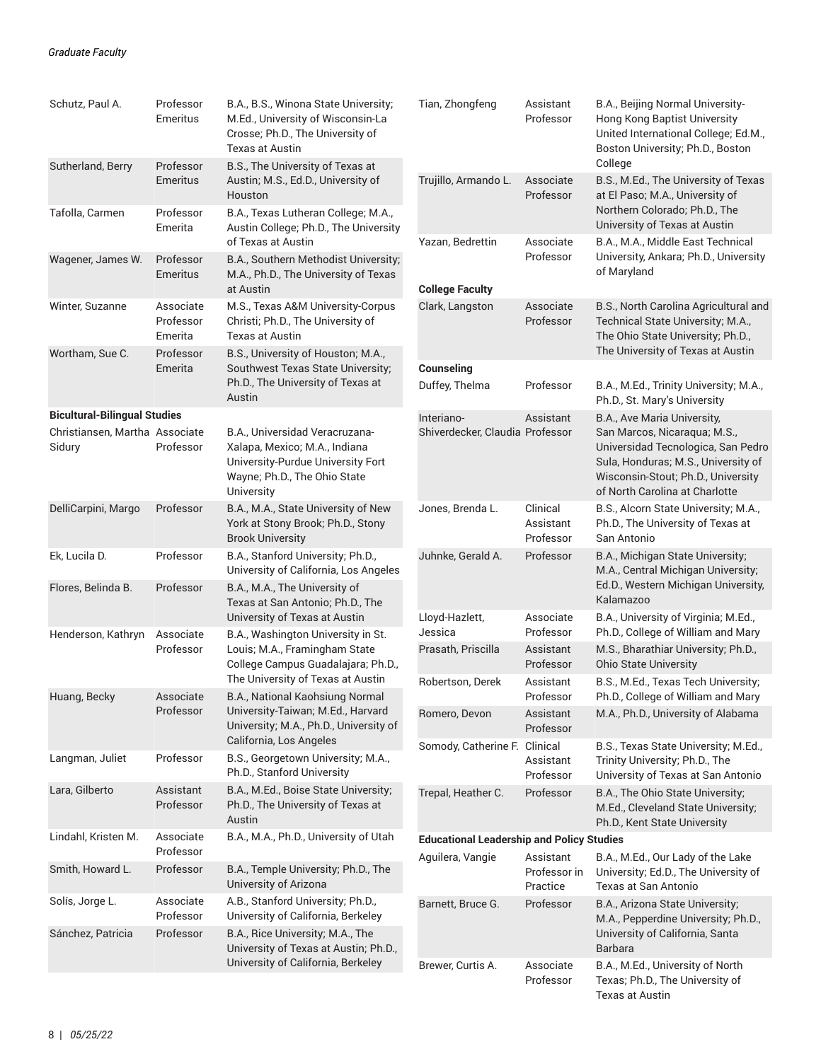| | | |
|---|---|---|
| Schutz, Paul A. | Professor Emeritus | B.A., B.S., Winona State University; M.Ed., University of Wisconsin-La Crosse; Ph.D., The University of Texas at Austin |
| Sutherland, Berry | Professor Emeritus | B.S., The University of Texas at Austin; M.S., Ed.D., University of Houston |
| Tafolla, Carmen | Professor Emerita | B.A., Texas Lutheran College; M.A., Austin College; Ph.D., The University of Texas at Austin |
| Wagener, James W. | Professor Emeritus | B.A., Southern Methodist University; M.A., Ph.D., The University of Texas at Austin |
| Winter, Suzanne | Associate Professor Emerita | M.S., Texas A&M University-Corpus Christi; Ph.D., The University of Texas at Austin |
| Wortham, Sue C. | Professor Emerita | B.S., University of Houston; M.A., Southwest Texas State University; Ph.D., The University of Texas at Austin |

**Bicultural-Bilingual Studies**

| | | |
|---|---|---|
| Christiansen, Martha Sidury | Associate Professor | B.A., Universidad Veracruzana-Xalapa, Mexico; M.A., Indiana University-Purdue University Fort Wayne; Ph.D., The Ohio State University |
| DelliCarpini, Margo | Professor | B.A., M.A., State University of New York at Stony Brook; Ph.D., Stony Brook University |
| Ek, Lucila D. | Professor | B.A., Stanford University; Ph.D., University of California, Los Angeles |
| Flores, Belinda B. | Professor | B.A., M.A., The University of Texas at San Antonio; Ph.D., The University of Texas at Austin |
| Henderson, Kathryn | Associate Professor | B.A., Washington University in St. Louis; M.A., Framingham State College Campus Guadalajara; Ph.D., The University of Texas at Austin |
| Huang, Becky | Associate Professor | B.A., National Kaohsiung Normal University-Taiwan; M.Ed., Harvard University; M.A., Ph.D., University of California, Los Angeles |
| Langman, Juliet | Professor | B.S., Georgetown University; M.A., Ph.D., Stanford University |
| Lara, Gilberto | Assistant Professor | B.A., M.Ed., Boise State University; Ph.D., The University of Texas at Austin |
| Lindahl, Kristen M. | Associate Professor | B.A., M.A., Ph.D., University of Utah |
| Smith, Howard L. | Professor | B.A., Temple University; Ph.D., The University of Arizona |
| Solís, Jorge L. | Associate Professor | A.B., Stanford University; Ph.D., University of California, Berkeley |
| Sánchez, Patricia | Professor | B.A., Rice University; M.A., The University of Texas at Austin; Ph.D., University of California, Berkeley |
| Tian, Zhongfeng | Assistant Professor | B.A., Beijing Normal University-Hong Kong Baptist University United International College; Ed.M., Boston University; Ph.D., Boston College |
| Trujillo, Armando L. | Associate Professor | B.S., M.Ed., The University of Texas at El Paso; M.A., University of Northern Colorado; Ph.D., The University of Texas at Austin |
| Yazan, Bedrettin | Associate Professor | B.A., M.A., Middle East Technical University, Ankara; Ph.D., University of Maryland |

**College Faculty**

| | | |
|---|---|---|
| Clark, Langston | Associate Professor | B.S., North Carolina Agricultural and Technical State University; M.A., The Ohio State University; Ph.D., The University of Texas at Austin |

**Counseling**

| | | |
|---|---|---|
| Duffey, Thelma | Professor | B.A., M.Ed., Trinity University; M.A., Ph.D., St. Mary's University |
| Interiano-Shiverdecker, Claudia | Assistant Professor | B.A., Ave Maria University, San Marcos, Nicaraqua; M.S., Universidad Tecnologica, San Pedro Sula, Honduras; M.S., University of Wisconsin-Stout; Ph.D., University of North Carolina at Charlotte |
| Jones, Brenda L. | Clinical Assistant Professor | B.S., Alcorn State University; M.A., Ph.D., The University of Texas at San Antonio |
| Juhnke, Gerald A. | Professor | B.A., Michigan State University; M.A., Central Michigan University; Ed.D., Western Michigan University, Kalamazoo |
| Lloyd-Hazlett, Jessica | Associate Professor | B.A., University of Virginia; M.Ed., Ph.D., College of William and Mary |
| Prasath, Priscilla | Assistant Professor | M.S., Bharathiar University; Ph.D., Ohio State University |
| Robertson, Derek | Assistant Professor | B.S., M.Ed., Texas Tech University; Ph.D., College of William and Mary |
| Romero, Devon | Assistant Professor | M.A., Ph.D., University of Alabama |
| Somody, Catherine F. | Clinical Assistant Professor | B.S., Texas State University; M.Ed., Trinity University; Ph.D., The University of Texas at San Antonio |
| Trepal, Heather C. | Professor | B.A., The Ohio State University; M.Ed., Cleveland State University; Ph.D., Kent State University |

**Educational Leadership and Policy Studies**

| | | |
|---|---|---|
| Aguilera, Vangie | Assistant Professor in Practice | B.A., M.Ed., Our Lady of the Lake University; Ed.D., The University of Texas at San Antonio |
| Barnett, Bruce G. | Professor | B.A., Arizona State University; M.A., Pepperdine University; Ph.D., University of California, Santa Barbara |
| Brewer, Curtis A. | Associate Professor | B.A., M.Ed., University of North Texas; Ph.D., The University of Texas at Austin |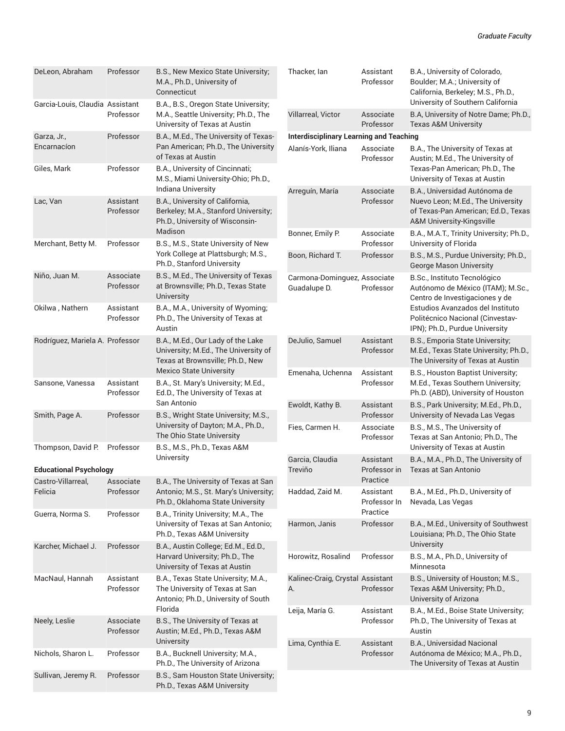| | | |
|---|---|---|
| DeLeon, Abraham | Professor | B.S., New Mexico State University; M.A., Ph.D., University of Connecticut |
| Garcia-Louis, Claudia | Assistant Professor | B.A., B.S., Oregon State University; M.A., Seattle University; Ph.D., The University of Texas at Austin |
| Garza, Jr., Encarnacíon | Professor | B.A., M.Ed., The University of Texas-Pan American; Ph.D., The University of Texas at Austin |
| Giles, Mark | Professor | B.A., University of Cincinnati; M.S., Miami University-Ohio; Ph.D., Indiana University |
| Lac, Van | Assistant Professor | B.A., University of California, Berkeley; M.A., Stanford University; Ph.D., University of Wisconsin-Madison |
| Merchant, Betty M. | Professor | B.S., M.S., State University of New York College at Plattsburgh; M.S., Ph.D., Stanford University |
| Niño, Juan M. | Associate Professor | B.S., M.Ed., The University of Texas at Brownsville; Ph.D., Texas State University |
| Okilwa , Nathern | Assistant Professor | B.A., M.A., University of Wyoming; Ph.D., The University of Texas at Austin |
| Rodríguez, Mariela A. | Professor | B.A., M.Ed., Our Lady of the Lake University; M.Ed., The University of Texas at Brownsville; Ph.D., New Mexico State University |
| Sansone, Vanessa | Assistant Professor | B.A., St. Mary's University; M.Ed., Ed.D., The University of Texas at San Antonio |
| Smith, Page A. | Professor | B.S., Wright State University; M.S., University of Dayton; M.A., Ph.D., The Ohio State University |
| Thompson, David P. | Professor | B.S., M.S., Ph.D., Texas A&M University |

**Educational Psychology**

| | | |
|---|---|---|
| Castro-Villarreal, Felicia | Associate Professor | B.A., The University of Texas at San Antonio; M.S., St. Mary's University; Ph.D., Oklahoma State University |
| Guerra, Norma S. | Professor | B.A., Trinity University; M.A., The University of Texas at San Antonio; Ph.D., Texas A&M University |
| Karcher, Michael J. | Professor | B.A., Austin College; Ed.M., Ed.D., Harvard University; Ph.D., The University of Texas at Austin |
| MacNaul, Hannah | Assistant Professor | B.A., Texas State University; M.A., The University of Texas at San Antonio; Ph.D., University of South Florida |
| Neely, Leslie | Associate Professor | B.S., The University of Texas at Austin; M.Ed., Ph.D., Texas A&M University |
| Nichols, Sharon L. | Professor | B.A., Bucknell University; M.A., Ph.D., The University of Arizona |
| Sullivan, Jeremy R. | Professor | B.S., Sam Houston State University; Ph.D., Texas A&M University |
| Thacker, Ian | Assistant Professor | B.A., University of Colorado, Boulder; M.A.; University of California, Berkeley; M.S., Ph.D., University of Southern California |
| Villarreal, Victor | Associate Professor | B.A, University of Notre Dame; Ph.D., Texas A&M University |

**Interdisciplinary Learning and Teaching**

| | | |
|---|---|---|
| Alanís-York, Iliana | Associate Professor | B.A., The University of Texas at Austin; M.Ed., The University of Texas-Pan American; Ph.D., The University of Texas at Austin |
| Arreguín, María | Associate Professor | B.A., Universidad Autónoma de Nuevo Leon; M.Ed., The University of Texas-Pan American; Ed.D., Texas A&M University-Kingsville |
| Bonner, Emily P. | Associate Professor | B.A., M.A.T., Trinity University; Ph.D., University of Florida |
| Boon, Richard T. | Professor | B.S., M.S., Purdue University; Ph.D., George Mason University |
| Carmona-Dominguez, Guadalupe D. | Associate Professor | B.Sc., Instituto Tecnológico Autónomo de México (ITAM); M.Sc., Centro de Investigaciones y de Estudios Avanzados del Instituto Politécnico Nacional (Cinvestav-IPN); Ph.D., Purdue University |
| DeJulio, Samuel | Assistant Professor | B.S., Emporia State University; M.Ed., Texas State University; Ph.D., The University of Texas at Austin |
| Emenaha, Uchenna | Assistant Professor | B.S., Houston Baptist University; M.Ed., Texas Southern University; Ph.D. (ABD), University of Houston |
| Ewoldt, Kathy B. | Assistant Professor | B.S., Park University; M.Ed., Ph.D., University of Nevada Las Vegas |
| Fies, Carmen H. | Associate Professor | B.S., M.S., The University of Texas at San Antonio; Ph.D., The University of Texas at Austin |
| Garcia, Claudia Treviño | Assistant Professor in Practice | B.A., M.A., Ph.D., The University of Texas at San Antonio |
| Haddad, Zaid M. | Assistant Professor In Practice | B.A., M.Ed., Ph.D., University of Nevada, Las Vegas |
| Harmon, Janis | Professor | B.A., M.Ed., University of Southwest Louisiana; Ph.D., The Ohio State University |
| Horowitz, Rosalind | Professor | B.S., M.A., Ph.D., University of Minnesota |
| Kalinec-Craig, Crystal A. | Assistant Professor | B.S., University of Houston; M.S., Texas A&M University; Ph.D., University of Arizona |
| Leija, María G. | Assistant Professor | B.A., M.Ed., Boise State University; Ph.D., The University of Texas at Austin |
| Lima, Cynthia E. | Assistant Professor | B.A., Universidad Nacional Autónoma de México; M.A., Ph.D., The University of Texas at Austin |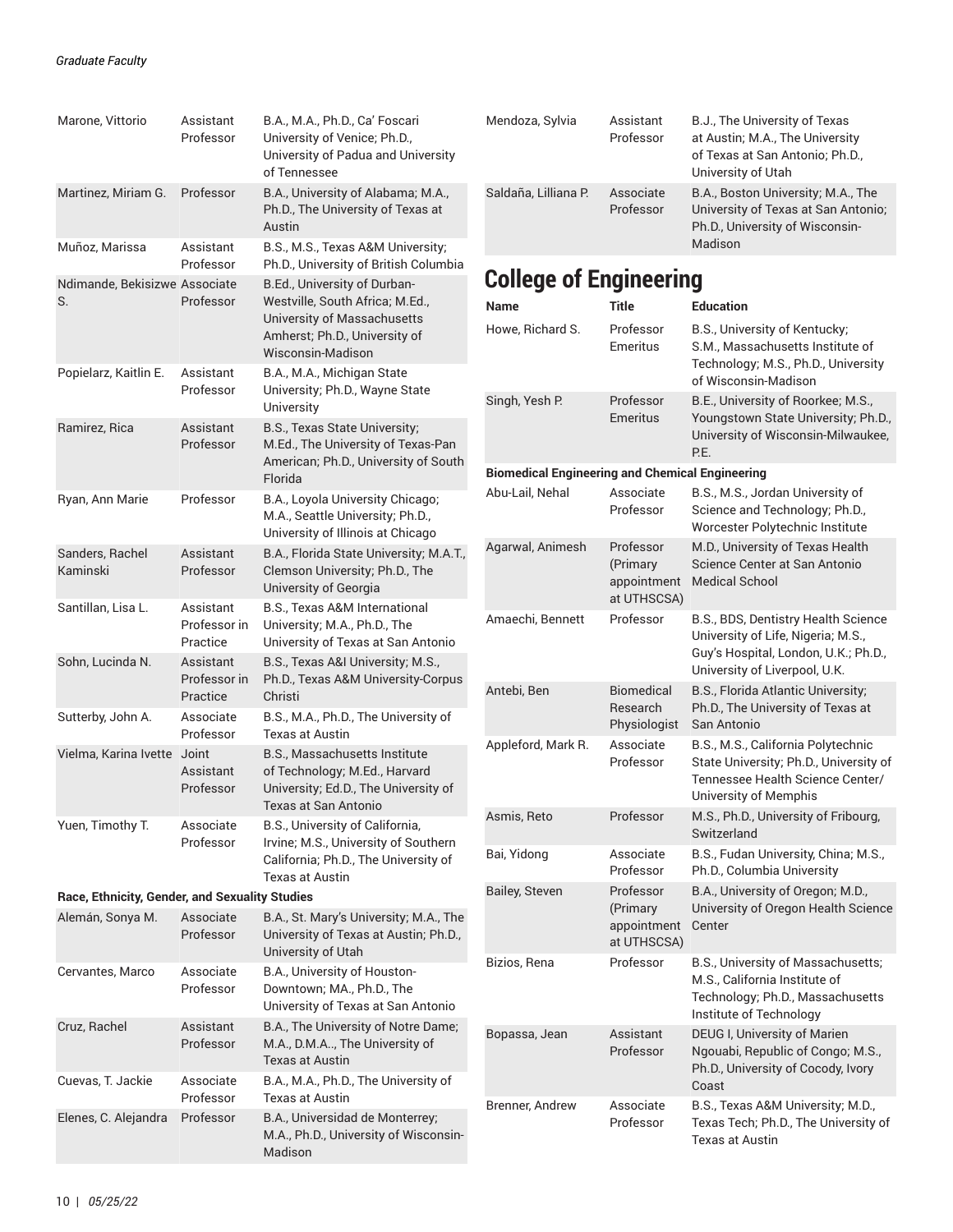| Name | Title | Education |
| --- | --- | --- |
| Marone, Vittorio | Assistant Professor | B.A., M.A., Ph.D., Ca' Foscari University of Venice; Ph.D., University of Padua and University of Tennessee |
| Martinez, Miriam G. | Professor | B.A., University of Alabama; M.A., Ph.D., The University of Texas at Austin |
| Muñoz, Marissa | Assistant Professor | B.S., M.S., Texas A&M University; Ph.D., University of British Columbia |
| Ndimande, Bekisizwe S. | Associate Professor | B.Ed., University of Durban-Westville, South Africa; M.Ed., University of Massachusetts Amherst; Ph.D., University of Wisconsin-Madison |
| Popielarz, Kaitlin E. | Assistant Professor | B.A., M.A., Michigan State University; Ph.D., Wayne State University |
| Ramirez, Rica | Assistant Professor | B.S., Texas State University; M.Ed., The University of Texas-Pan American; Ph.D., University of South Florida |
| Ryan, Ann Marie | Professor | B.A., Loyola University Chicago; M.A., Seattle University; Ph.D., University of Illinois at Chicago |
| Sanders, Rachel Kaminski | Assistant Professor | B.A., Florida State University; M.A.T., Clemson University; Ph.D., The University of Georgia |
| Santillan, Lisa L. | Assistant Professor in Practice | B.S., Texas A&M International University; M.A., Ph.D., The University of Texas at San Antonio |
| Sohn, Lucinda N. | Assistant Professor in Practice | B.S., Texas A&I University; M.S., Ph.D., Texas A&M University-Corpus Christi |
| Sutterby, John A. | Associate Professor | B.S., M.A., Ph.D., The University of Texas at Austin |
| Vielma, Karina Ivette | Joint Assistant Professor | B.S., Massachusetts Institute of Technology; M.Ed., Harvard University; Ed.D., The University of Texas at San Antonio |
| Yuen, Timothy T. | Associate Professor | B.S., University of California, Irvine; M.S., University of Southern California; Ph.D., The University of Texas at Austin |

**Race, Ethnicity, Gender, and Sexuality Studies**

| Name | Title | Education |
| --- | --- | --- |
| Alemán, Sonya M. | Associate Professor | B.A., St. Mary's University; M.A., The University of Texas at Austin; Ph.D., University of Utah |
| Cervantes, Marco | Associate Professor | B.A., University of Houston-Downtown; MA., Ph.D., The University of Texas at San Antonio |
| Cruz, Rachel | Assistant Professor | B.A., The University of Notre Dame; M.A., D.M.A.., The University of Texas at Austin |
| Cuevas, T. Jackie | Associate Professor | B.A., M.A., Ph.D., The University of Texas at Austin |
| Elenes, C. Alejandra | Professor | B.A., Universidad de Monterrey; M.A., Ph.D., University of Wisconsin-Madison |
| Mendoza, Sylvia | Assistant Professor | B.J., The University of Texas at Austin; M.A., The University of Texas at San Antonio; Ph.D., University of Utah |
| Saldaña, Lilliana P. | Associate Professor | B.A., Boston University; M.A., The University of Texas at San Antonio; Ph.D., University of Wisconsin-Madison |

# College of Engineering

| Name | Title | Education |
| --- | --- | --- |
| Howe, Richard S. | Professor Emeritus | B.S., University of Kentucky; S.M., Massachusetts Institute of Technology; M.S., Ph.D., University of Wisconsin-Madison |
| Singh, Yesh P. | Professor Emeritus | B.E., University of Roorkee; M.S., Youngstown State University; Ph.D., University of Wisconsin-Milwaukee, P.E. |

**Biomedical Engineering and Chemical Engineering**

| Name | Title | Education |
| --- | --- | --- |
| Abu-Lail, Nehal | Associate Professor | B.S., M.S., Jordan University of Science and Technology; Ph.D., Worcester Polytechnic Institute |
| Agarwal, Animesh | Professor (Primary appointment at UTHSCSA) | M.D., University of Texas Health Science Center at San Antonio Medical School |
| Amaechi, Bennett | Professor | B.S., BDS, Dentistry Health Science University of Life, Nigeria; M.S., Guy's Hospital, London, U.K.; Ph.D., University of Liverpool, U.K. |
| Antebi, Ben | Biomedical Research Physiologist | B.S., Florida Atlantic University; Ph.D., The University of Texas at San Antonio |
| Appleford, Mark R. | Associate Professor | B.S., M.S., California Polytechnic State University; Ph.D., University of Tennessee Health Science Center/ University of Memphis |
| Asmis, Reto | Professor | M.S., Ph.D., University of Fribourg, Switzerland |
| Bai, Yidong | Associate Professor | B.S., Fudan University, China; M.S., Ph.D., Columbia University |
| Bailey, Steven | Professor (Primary appointment at UTHSCSA) | B.A., University of Oregon; M.D., University of Oregon Health Science Center |
| Bizios, Rena | Professor | B.S., University of Massachusetts; M.S., California Institute of Technology; Ph.D., Massachusetts Institute of Technology |
| Bopassa, Jean | Assistant Professor | DEUG I, University of Marien Ngouabi, Republic of Congo; M.S., Ph.D., University of Cocody, Ivory Coast |
| Brenner, Andrew | Associate Professor | B.S., Texas A&M University; M.D., Texas Tech; Ph.D., The University of Texas at Austin |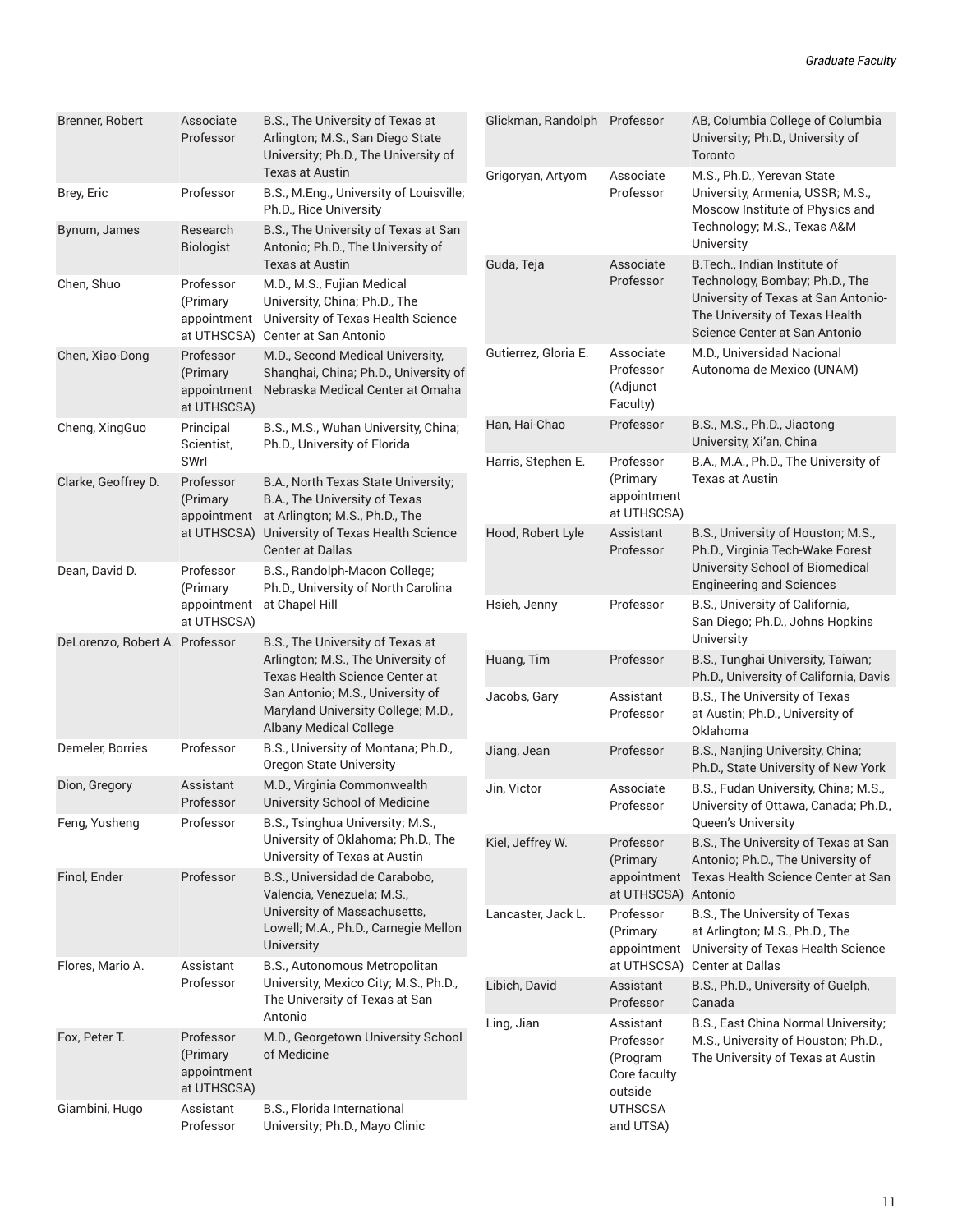| Name | Title | Degrees |
| --- | --- | --- |
| Brenner, Robert | Associate Professor | B.S., The University of Texas at Arlington; M.S., San Diego State University; Ph.D., The University of Texas at Austin |
| Brey, Eric | Professor | B.S., M.Eng., University of Louisville; Ph.D., Rice University |
| Bynum, James | Research Biologist | B.S., The University of Texas at San Antonio; Ph.D., The University of Texas at Austin |
| Chen, Shuo | Professor (Primary appointment at UTHSCSA) | M.D., M.S., Fujian Medical University, China; Ph.D., The University of Texas Health Science Center at San Antonio |
| Chen, Xiao-Dong | Professor (Primary appointment at UTHSCSA) | M.D., Second Medical University, Shanghai, China; Ph.D., University of Nebraska Medical Center at Omaha |
| Cheng, XingGuo | Principal Scientist, SWrI | B.S., M.S., Wuhan University, China; Ph.D., University of Florida |
| Clarke, Geoffrey D. | Professor (Primary appointment at UTHSCSA) | B.A., North Texas State University; B.A., The University of Texas at Arlington; M.S., Ph.D., The University of Texas Health Science Center at Dallas |
| Dean, David D. | Professor (Primary appointment at UTHSCSA) | B.S., Randolph-Macon College; Ph.D., University of North Carolina at Chapel Hill |
| DeLorenzo, Robert A. | Professor | B.S., The University of Texas at Arlington; M.S., The University of Texas Health Science Center at San Antonio; M.S., University of Maryland University College; M.D., Albany Medical College |
| Demeler, Borries | Professor | B.S., University of Montana; Ph.D., Oregon State University |
| Dion, Gregory | Assistant Professor | M.D., Virginia Commonwealth University School of Medicine |
| Feng, Yusheng | Professor | B.S., Tsinghua University; M.S., University of Oklahoma; Ph.D., The University of Texas at Austin |
| Finol, Ender | Professor | B.S., Universidad de Carabobo, Valencia, Venezuela; M.S., University of Massachusetts, Lowell; M.A., Ph.D., Carnegie Mellon University |
| Flores, Mario A. | Assistant Professor | B.S., Autonomous Metropolitan University, Mexico City; M.S., Ph.D., The University of Texas at San Antonio |
| Fox, Peter T. | Professor (Primary appointment at UTHSCSA) | M.D., Georgetown University School of Medicine |
| Giambini, Hugo | Assistant Professor | B.S., Florida International University; Ph.D., Mayo Clinic |
| Glickman, Randolph | Professor | AB, Columbia College of Columbia University; Ph.D., University of Toronto |
| Grigoryan, Artyom | Associate Professor | M.S., Ph.D., Yerevan State University, Armenia, USSR; M.S., Moscow Institute of Physics and Technology; M.S., Texas A&M University |
| Guda, Teja | Associate Professor | B.Tech., Indian Institute of Technology, Bombay; Ph.D., The University of Texas at San Antonio-The University of Texas Health Science Center at San Antonio |
| Gutierrez, Gloria E. | Associate Professor (Adjunct Faculty) | M.D., Universidad Nacional Autonoma de Mexico (UNAM) |
| Han, Hai-Chao | Professor | B.S., M.S., Ph.D., Jiaotong University, Xi'an, China |
| Harris, Stephen E. | Professor (Primary appointment at UTHSCSA) | B.A., M.A., Ph.D., The University of Texas at Austin |
| Hood, Robert Lyle | Assistant Professor | B.S., University of Houston; M.S., Ph.D., Virginia Tech-Wake Forest University School of Biomedical Engineering and Sciences |
| Hsieh, Jenny | Professor | B.S., University of California, San Diego; Ph.D., Johns Hopkins University |
| Huang, Tim | Professor | B.S., Tunghai University, Taiwan; Ph.D., University of California, Davis |
| Jacobs, Gary | Assistant Professor | B.S., The University of Texas at Austin; Ph.D., University of Oklahoma |
| Jiang, Jean | Professor | B.S., Nanjing University, China; Ph.D., State University of New York |
| Jin, Victor | Associate Professor | B.S., Fudan University, China; M.S., University of Ottawa, Canada; Ph.D., Queen's University |
| Kiel, Jeffrey W. | Professor (Primary appointment at UTHSCSA) | B.S., The University of Texas at San Antonio; Ph.D., The University of Texas Health Science Center at San Antonio |
| Lancaster, Jack L. | Professor (Primary appointment at UTHSCSA) | B.S., The University of Texas at Arlington; M.S., Ph.D., The University of Texas Health Science Center at Dallas |
| Libich, David | Assistant Professor | B.S., Ph.D., University of Guelph, Canada |
| Ling, Jian | Assistant Professor (Program Core faculty outside UTHSCSA and UTSA) | B.S., East China Normal University; M.S., University of Houston; Ph.D., The University of Texas at Austin |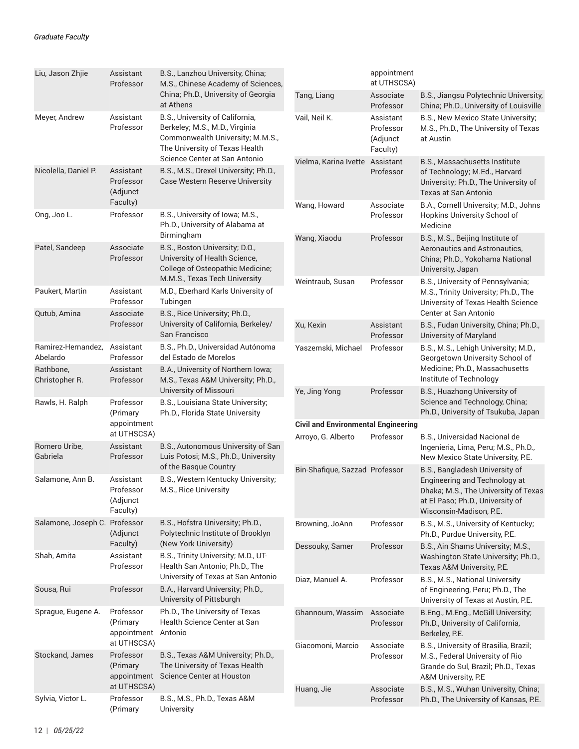| Name | Title | Degrees |
|---|---|---|
| Liu, Jason Zhjie | Assistant Professor | B.S., Lanzhou University, China; M.S., Chinese Academy of Sciences, China; Ph.D., University of Georgia at Athens |
| Meyer, Andrew | Assistant Professor | B.S., University of California, Berkeley; M.S., M.D., Virginia Commonwealth University; M.M.S., The University of Texas Health Science Center at San Antonio |
| Nicolella, Daniel P. | Assistant Professor (Adjunct Faculty) | B.S., M.S., Drexel University; Ph.D., Case Western Reserve University |
| Ong, Joo L. | Professor | B.S., University of Iowa; M.S., Ph.D., University of Alabama at Birmingham |
| Patel, Sandeep | Associate Professor | B.S., Boston University; D.O., University of Health Science, College of Osteopathic Medicine; M.M.S., Texas Tech University |
| Paukert, Martin | Assistant Professor | M.D., Eberhard Karls University of Tubingen |
| Qutub, Amina | Associate Professor | B.S., Rice University; Ph.D., University of California, Berkeley/ San Francisco |
| Ramirez-Hernandez, Abelardo | Assistant Professor | B.S., Ph.D., Universidad Autónoma del Estado de Morelos |
| Rathbone, Christopher R. | Assistant Professor | B.A., University of Northern Iowa; M.S., Texas A&M University; Ph.D., University of Missouri |
| Rawls, H. Ralph | Professor (Primary appointment at UTHSCSA) | B.S., Louisiana State University; Ph.D., Florida State University |
| Romero Uribe, Gabriela | Assistant Professor | B.S., Autonomous University of San Luis Potosi; M.S., Ph.D., University of the Basque Country |
| Salamone, Ann B. | Assistant Professor (Adjunct Faculty) | B.S., Western Kentucky University; M.S., Rice University |
| Salamone, Joseph C. | Professor (Adjunct Faculty) | B.S., Hofstra University; Ph.D., Polytechnic Institute of Brooklyn (New York University) |
| Shah, Amita | Assistant Professor | B.S., Trinity University; M.D., UT-Health San Antonio; Ph.D., The University of Texas at San Antonio |
| Sousa, Rui | Professor | B.A., Harvard University; Ph.D., University of Pittsburgh |
| Sprague, Eugene A. | Professor (Primary appointment at UTHSCSA) | Ph.D., The University of Texas Health Science Center at San Antonio |
| Stockand, James | Professor (Primary appointment at UTHSCSA) | B.S., Texas A&M University; Ph.D., The University of Texas Health Science Center at Houston |
| Sylvia, Victor L. | Professor (Primary appointment at UTHSCSA) | B.S., M.S., Ph.D., Texas A&M University |
| Tang, Liang | Associate Professor | B.S., Jiangsu Polytechnic University, China; Ph.D., University of Louisville |
| Vail, Neil K. | Assistant Professor (Adjunct Faculty) | B.S., New Mexico State University; M.S., Ph.D., The University of Texas at Austin |
| Vielma, Karina Ivette | Assistant Professor | B.S., Massachusetts Institute of Technology; M.Ed., Harvard University; Ph.D., The University of Texas at San Antonio |
| Wang, Howard | Associate Professor | B.A., Cornell University; M.D., Johns Hopkins University School of Medicine |
| Wang, Xiaodu | Professor | B.S., M.S., Beijing Institute of Aeronautics and Astronautics, China; Ph.D., Yokohama National University, Japan |
| Weintraub, Susan | Professor | B.S., University of Pennsylvania; M.S., Trinity University; Ph.D., The University of Texas Health Science Center at San Antonio |
| Xu, Kexin | Assistant Professor | B.S., Fudan University, China; Ph.D., University of Maryland |
| Yaszemski, Michael | Professor | B.S., M.S., Lehigh University; M.D., Georgetown University School of Medicine; Ph.D., Massachusetts Institute of Technology |
| Ye, Jing Yong | Professor | B.S., Huazhong University of Science and Technology, China; Ph.D., University of Tsukuba, Japan |

**Civil and Environmental Engineering**

| Name | Title | Degrees |
|---|---|---|
| Arroyo, G. Alberto | Professor | B.S., Universidad Nacional de Ingenieria, Lima, Peru; M.S., Ph.D., New Mexico State University, P.E. |
| Bin-Shafique, Sazzad | Professor | B.S., Bangladesh University of Engineering and Technology at Dhaka; M.S., The University of Texas at El Paso; Ph.D., University of Wisconsin-Madison, P.E. |
| Browning, JoAnn | Professor | B.S., M.S., University of Kentucky; Ph.D., Purdue University, P.E. |
| Dessouky, Samer | Professor | B.S., Ain Shams University; M.S., Washington State University; Ph.D., Texas A&M University, P.E. |
| Diaz, Manuel A. | Professor | B.S., M.S., National University of Engineering, Peru; Ph.D., The University of Texas at Austin, P.E. |
| Ghannoum, Wassim | Associate Professor | B.Eng., M.Eng., McGill University; Ph.D., University of California, Berkeley, P.E. |
| Giacomoni, Marcio | Associate Professor | B.S., University of Brasilia, Brazil; M.S., Federal University of Rio Grande do Sul, Brazil; Ph.D., Texas A&M University, P.E |
| Huang, Jie | Associate Professor | B.S., M.S., Wuhan University, China; Ph.D., The University of Kansas, P.E. |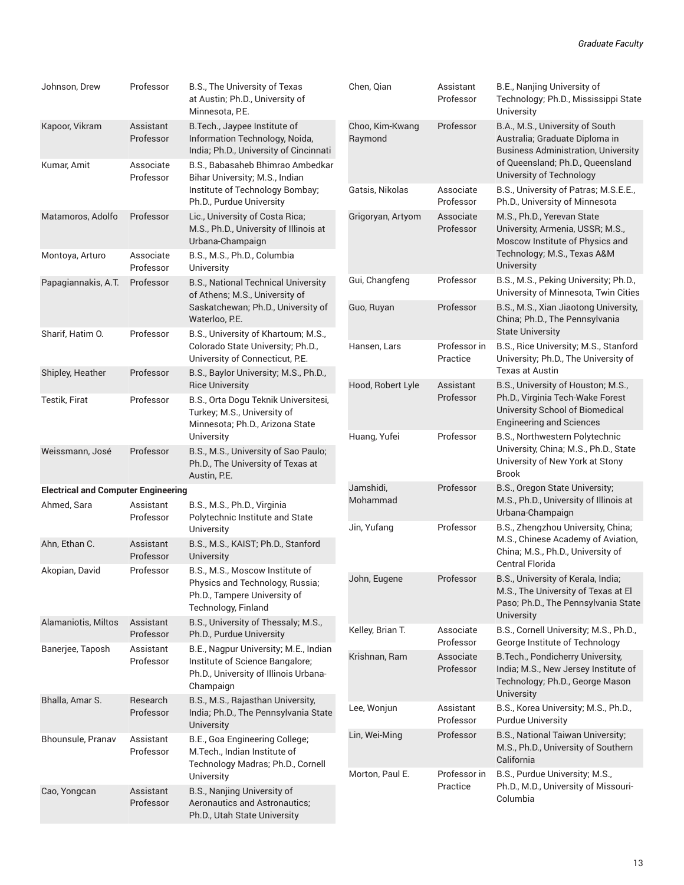| | | |
|---|---|---|
| Johnson, Drew | Professor | B.S., The University of Texas at Austin; Ph.D., University of Minnesota, P.E. |
| Kapoor, Vikram | Assistant Professor | B.Tech., Jaypee Institute of Information Technology, Noida, India; Ph.D., University of Cincinnati |
| Kumar, Amit | Associate Professor | B.S., Babasaheb Bhimrao Ambedkar Bihar University; M.S., Indian Institute of Technology Bombay; Ph.D., Purdue University |
| Matamoros, Adolfo | Professor | Lic., University of Costa Rica; M.S., Ph.D., University of Illinois at Urbana-Champaign |
| Montoya, Arturo | Associate Professor | B.S., M.S., Ph.D., Columbia University |
| Papagiannakis, A.T. | Professor | B.S., National Technical University of Athens; M.S., University of Saskatchewan; Ph.D., University of Waterloo, P.E. |
| Sharif, Hatim O. | Professor | B.S., University of Khartoum; M.S., Colorado State University; Ph.D., University of Connecticut, P.E. |
| Shipley, Heather | Professor | B.S., Baylor University; M.S., Ph.D., Rice University |
| Testik, Firat | Professor | B.S., Orta Dogu Teknik Universitesi, Turkey; M.S., University of Minnesota; Ph.D., Arizona State University |
| Weissmann, José | Professor | B.S., M.S., University of Sao Paulo; Ph.D., The University of Texas at Austin, P.E. |

**Electrical and Computer Engineering**

| | | |
|---|---|---|
| Ahmed, Sara | Assistant Professor | B.S., M.S., Ph.D., Virginia Polytechnic Institute and State University |
| Ahn, Ethan C. | Assistant Professor | B.S., M.S., KAIST; Ph.D., Stanford University |
| Akopian, David | Professor | B.S., M.S., Moscow Institute of Physics and Technology, Russia; Ph.D., Tampere University of Technology, Finland |
| Alamaniotis, Miltos | Assistant Professor | B.S., University of Thessaly; M.S., Ph.D., Purdue University |
| Banerjee, Taposh | Assistant Professor | B.E., Nagpur University; M.E., Indian Institute of Science Bangalore; Ph.D., University of Illinois Urbana-Champaign |
| Bhalla, Amar S. | Research Professor | B.S., M.S., Rajasthan University, India; Ph.D., The Pennsylvania State University |
| Bhounsule, Pranav | Assistant Professor | B.E., Goa Engineering College; M.Tech., Indian Institute of Technology Madras; Ph.D., Cornell University |
| Cao, Yongcan | Assistant Professor | B.S., Nanjing University of Aeronautics and Astronautics; Ph.D., Utah State University |
| Chen, Qian | Assistant Professor | B.E., Nanjing University of Technology; Ph.D., Mississippi State University |
| Choo, Kim-Kwang Raymond | Professor | B.A., M.S., University of South Australia; Graduate Diploma in Business Administration, University of Queensland; Ph.D., Queensland University of Technology |
| Gatsis, Nikolas | Associate Professor | B.S., University of Patras; M.S.E.E., Ph.D., University of Minnesota |
| Grigoryan, Artyom | Associate Professor | M.S., Ph.D., Yerevan State University, Armenia, USSR; M.S., Moscow Institute of Physics and Technology; M.S., Texas A&M University |
| Gui, Changfeng | Professor | B.S., M.S., Peking University; Ph.D., University of Minnesota, Twin Cities |
| Guo, Ruyan | Professor | B.S., M.S., Xian Jiaotong University, China; Ph.D., The Pennsylvania State University |
| Hansen, Lars | Professor in Practice | B.S., Rice University; M.S., Stanford University; Ph.D., The University of Texas at Austin |
| Hood, Robert Lyle | Assistant Professor | B.S., University of Houston; M.S., Ph.D., Virginia Tech-Wake Forest University School of Biomedical Engineering and Sciences |
| Huang, Yufei | Professor | B.S., Northwestern Polytechnic University, China; M.S., Ph.D., State University of New York at Stony Brook |
| Jamshidi, Mohammad | Professor | B.S., Oregon State University; M.S., Ph.D., University of Illinois at Urbana-Champaign |
| Jin, Yufang | Professor | B.S., Zhengzhou University, China; M.S., Chinese Academy of Aviation, China; M.S., Ph.D., University of Central Florida |
| John, Eugene | Professor | B.S., University of Kerala, India; M.S., The University of Texas at El Paso; Ph.D., The Pennsylvania State University |
| Kelley, Brian T. | Associate Professor | B.S., Cornell University; M.S., Ph.D., George Institute of Technology |
| Krishnan, Ram | Associate Professor | B.Tech., Pondicherry University, India; M.S., New Jersey Institute of Technology; Ph.D., George Mason University |
| Lee, Wonjun | Assistant Professor | B.S., Korea University; M.S., Ph.D., Purdue University |
| Lin, Wei-Ming | Professor | B.S., National Taiwan University; M.S., Ph.D., University of Southern California |
| Morton, Paul E. | Professor in Practice | B.S., Purdue University; M.S., Ph.D., M.D., University of Missouri-Columbia |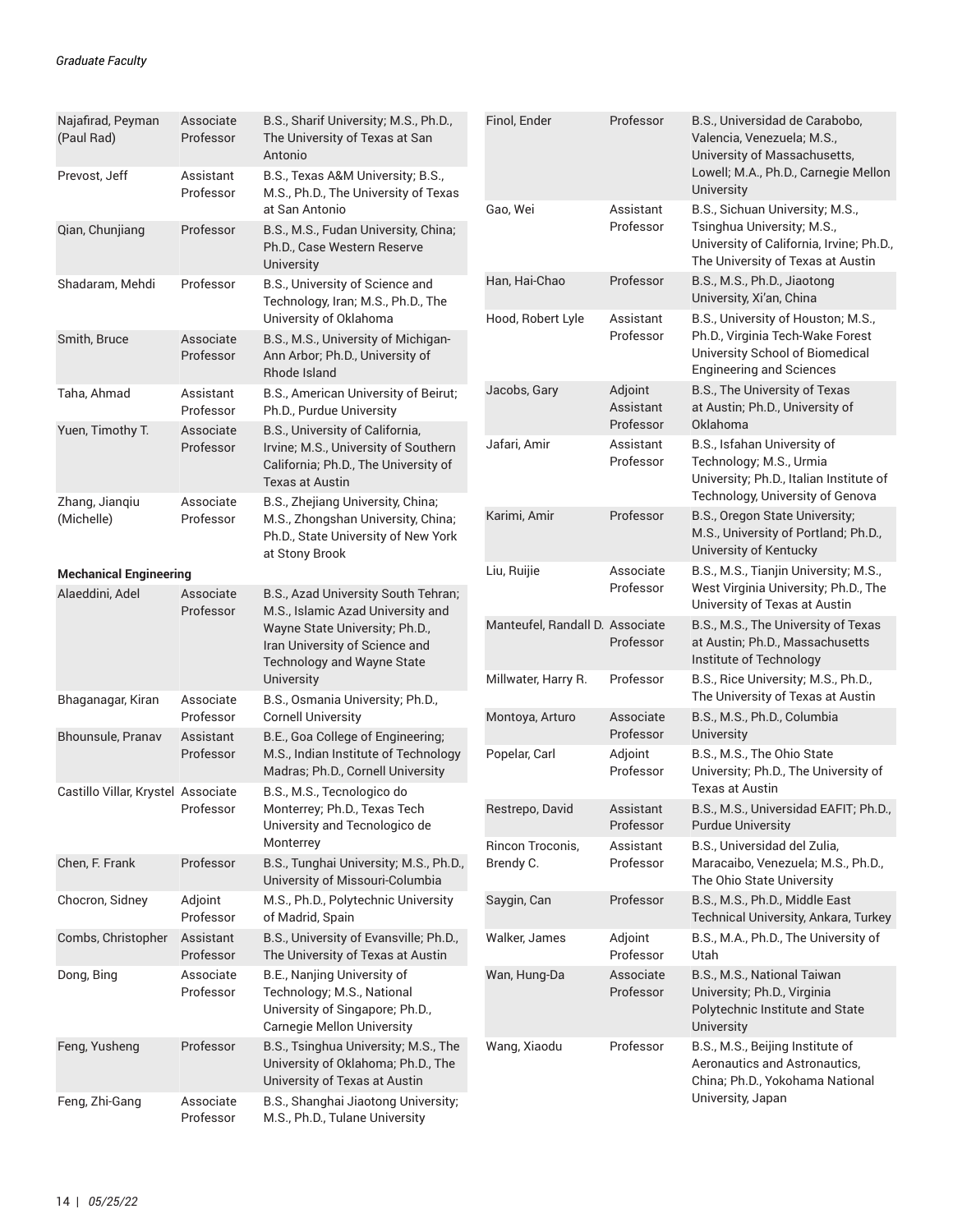| Name | Title | Degrees |
|---|---|---|
| Najafirad, Peyman (Paul Rad) | Associate Professor | B.S., Sharif University; M.S., Ph.D., The University of Texas at San Antonio |
| Prevost, Jeff | Assistant Professor | B.S., Texas A&M University; B.S., M.S., Ph.D., The University of Texas at San Antonio |
| Qian, Chunjiang | Professor | B.S., M.S., Fudan University, China; Ph.D., Case Western Reserve University |
| Shadaram, Mehdi | Professor | B.S., University of Science and Technology, Iran; M.S., Ph.D., The University of Oklahoma |
| Smith, Bruce | Associate Professor | B.S., M.S., University of Michigan-Ann Arbor; Ph.D., University of Rhode Island |
| Taha, Ahmad | Assistant Professor | B.S., American University of Beirut; Ph.D., Purdue University |
| Yuen, Timothy T. | Associate Professor | B.S., University of California, Irvine; M.S., University of Southern California; Ph.D., The University of Texas at Austin |
| Zhang, Jianqiu (Michelle) | Associate Professor | B.S., Zhejiang University, China; M.S., Zhongshan University, China; Ph.D., State University of New York at Stony Brook |

**Mechanical Engineering**

| Name | Title | Degrees |
|---|---|---|
| Alaeddini, Adel | Associate Professor | B.S., Azad University South Tehran; M.S., Islamic Azad University and Wayne State University; Ph.D., Iran University of Science and Technology and Wayne State University |
| Bhaganagar, Kiran | Associate Professor | B.S., Osmania University; Ph.D., Cornell University |
| Bhounsule, Pranav | Assistant Professor | B.E., Goa College of Engineering; M.S., Indian Institute of Technology Madras; Ph.D., Cornell University |
| Castillo Villar, Krystel | Associate Professor | B.S., M.S., Tecnologico do Monterrey; Ph.D., Texas Tech University and Tecnologico de Monterrey |
| Chen, F. Frank | Professor | B.S., Tunghai University; M.S., Ph.D., University of Missouri-Columbia |
| Chocron, Sidney | Adjoint Professor | M.S., Ph.D., Polytechnic University of Madrid, Spain |
| Combs, Christopher | Assistant Professor | B.S., University of Evansville; Ph.D., The University of Texas at Austin |
| Dong, Bing | Associate Professor | B.E., Nanjing University of Technology; M.S., National University of Singapore; Ph.D., Carnegie Mellon University |
| Feng, Yusheng | Professor | B.S., Tsinghua University; M.S., The University of Oklahoma; Ph.D., The University of Texas at Austin |
| Feng, Zhi-Gang | Associate Professor | B.S., Shanghai Jiaotong University; M.S., Ph.D., Tulane University |
| Finol, Ender | Professor | B.S., Universidad de Carabobo, Valencia, Venezuela; M.S., University of Massachusetts, Lowell; M.A., Ph.D., Carnegie Mellon University |
| Gao, Wei | Assistant Professor | B.S., Sichuan University; M.S., Tsinghua University; M.S., University of California, Irvine; Ph.D., The University of Texas at Austin |
| Han, Hai-Chao | Professor | B.S., M.S., Ph.D., Jiaotong University, Xi'an, China |
| Hood, Robert Lyle | Assistant Professor | B.S., University of Houston; M.S., Ph.D., Virginia Tech-Wake Forest University School of Biomedical Engineering and Sciences |
| Jacobs, Gary | Adjoint Assistant Professor | B.S., The University of Texas at Austin; Ph.D., University of Oklahoma |
| Jafari, Amir | Assistant Professor | B.S., Isfahan University of Technology; M.S., Urmia University; Ph.D., Italian Institute of Technology, University of Genova |
| Karimi, Amir | Professor | B.S., Oregon State University; M.S., University of Portland; Ph.D., University of Kentucky |
| Liu, Ruijie | Associate Professor | B.S., M.S., Tianjin University; M.S., West Virginia University; Ph.D., The University of Texas at Austin |
| Manteufel, Randall D. | Associate Professor | B.S., M.S., The University of Texas at Austin; Ph.D., Massachusetts Institute of Technology |
| Millwater, Harry R. | Professor | B.S., Rice University; M.S., Ph.D., The University of Texas at Austin |
| Montoya, Arturo | Associate Professor | B.S., M.S., Ph.D., Columbia University |
| Popelar, Carl | Adjoint Professor | B.S., M.S., The Ohio State University; Ph.D., The University of Texas at Austin |
| Restrepo, David | Assistant Professor | B.S., M.S., Universidad EAFIT; Ph.D., Purdue University |
| Rincon Troconis, Brendy C. | Assistant Professor | B.S., Universidad del Zulia, Maracaibo, Venezuela; M.S., Ph.D., The Ohio State University |
| Saygin, Can | Professor | B.S., M.S., Ph.D., Middle East Technical University, Ankara, Turkey |
| Walker, James | Adjoint Professor | B.S., M.A., Ph.D., The University of Utah |
| Wan, Hung-Da | Associate Professor | B.S., M.S., National Taiwan University; Ph.D., Virginia Polytechnic Institute and State University |
| Wang, Xiaodu | Professor | B.S., M.S., Beijing Institute of Aeronautics and Astronautics, China; Ph.D., Yokohama National University, Japan |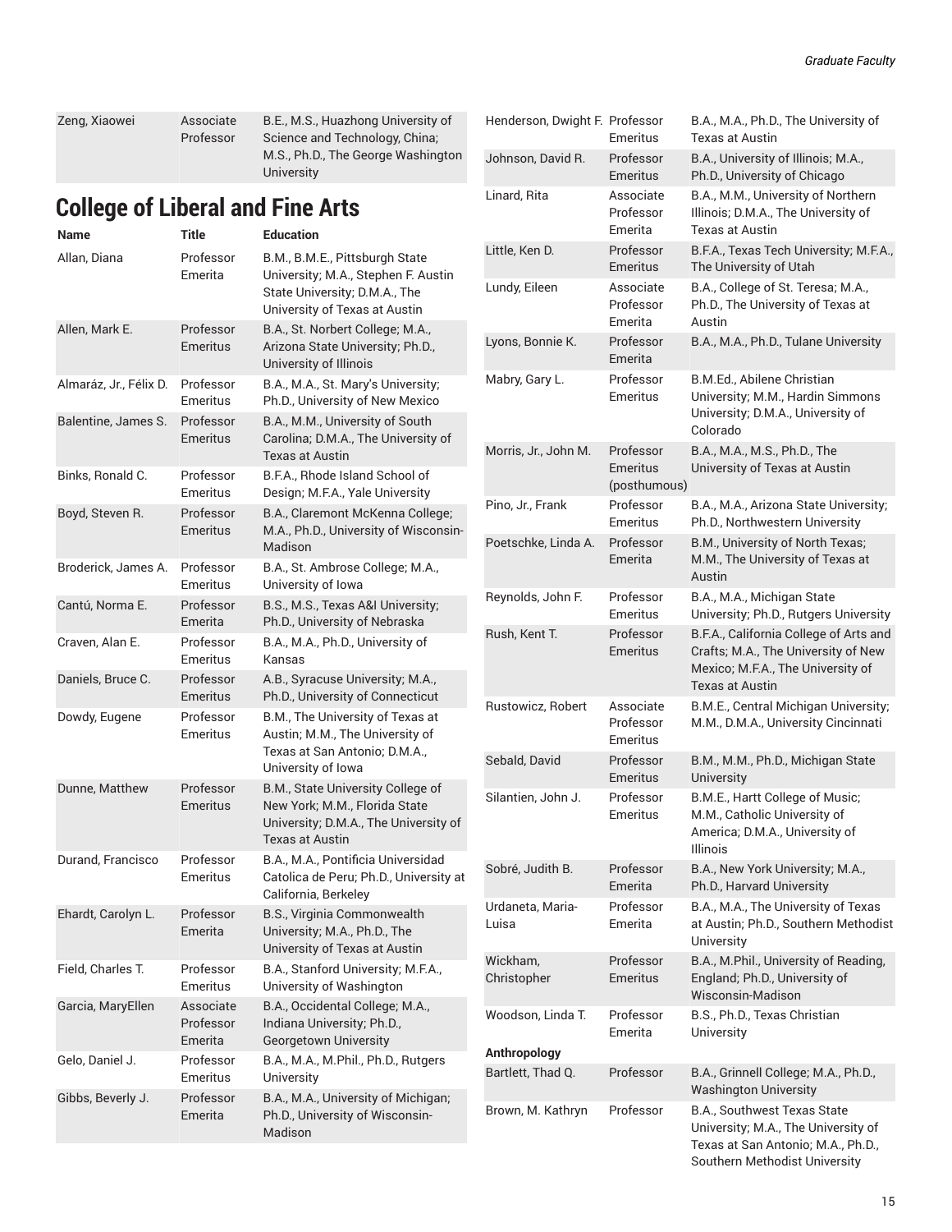| Name | Title | Education |
|---|---|---|
| Zeng, Xiaowei | Associate Professor | B.E., M.S., Huazhong University of Science and Technology, China; M.S., Ph.D., The George Washington University |

## College of Liberal and Fine Arts

| Name | Title | Education |
|---|---|---|
| Allan, Diana | Professor Emerita | B.M., B.M.E., Pittsburgh State University; M.A., Stephen F. Austin State University; D.M.A., The University of Texas at Austin |
| Allen, Mark E. | Professor Emeritus | B.A., St. Norbert College; M.A., Arizona State University; Ph.D., University of Illinois |
| Almaráz, Jr., Félix D. | Professor Emeritus | B.A., M.A., St. Mary's University; Ph.D., University of New Mexico |
| Balentine, James S. | Professor Emeritus | B.A., M.M., University of South Carolina; D.M.A., The University of Texas at Austin |
| Binks, Ronald C. | Professor Emeritus | B.F.A., Rhode Island School of Design; M.F.A., Yale University |
| Boyd, Steven R. | Professor Emeritus | B.A., Claremont McKenna College; M.A., Ph.D., University of Wisconsin-Madison |
| Broderick, James A. | Professor Emeritus | B.A., St. Ambrose College; M.A., University of Iowa |
| Cantú, Norma E. | Professor Emerita | B.S., M.S., Texas A&I University; Ph.D., University of Nebraska |
| Craven, Alan E. | Professor Emeritus | B.A., M.A., Ph.D., University of Kansas |
| Daniels, Bruce C. | Professor Emeritus | A.B., Syracuse University; M.A., Ph.D., University of Connecticut |
| Dowdy, Eugene | Professor Emeritus | B.M., The University of Texas at Austin; M.M., The University of Texas at San Antonio; D.M.A., University of Iowa |
| Dunne, Matthew | Professor Emeritus | B.M., State University College of New York; M.M., Florida State University; D.M.A., The University of Texas at Austin |
| Durand, Francisco | Professor Emeritus | B.A., M.A., Pontificia Universidad Catolica de Peru; Ph.D., University at California, Berkeley |
| Ehardt, Carolyn L. | Professor Emerita | B.S., Virginia Commonwealth University; M.A., Ph.D., The University of Texas at Austin |
| Field, Charles T. | Professor Emeritus | B.A., Stanford University; M.F.A., University of Washington |
| Garcia, MaryEllen | Associate Professor Emerita | B.A., Occidental College; M.A., Indiana University; Ph.D., Georgetown University |
| Gelo, Daniel J. | Professor Emeritus | B.A., M.A., M.Phil., Ph.D., Rutgers University |
| Gibbs, Beverly J. | Professor Emerita | B.A., M.A., University of Michigan; Ph.D., University of Wisconsin-Madison |
| Henderson, Dwight F. | Professor Emeritus | B.A., M.A., Ph.D., The University of Texas at Austin |
| Johnson, David R. | Professor Emeritus | B.A., University of Illinois; M.A., Ph.D., University of Chicago |
| Linard, Rita | Associate Professor Emerita | B.A., M.M., University of Northern Illinois; D.M.A., The University of Texas at Austin |
| Little, Ken D. | Professor Emeritus | B.F.A., Texas Tech University; M.F.A., The University of Utah |
| Lundy, Eileen | Associate Professor Emerita | B.A., College of St. Teresa; M.A., Ph.D., The University of Texas at Austin |
| Lyons, Bonnie K. | Professor Emerita | B.A., M.A., Ph.D., Tulane University |
| Mabry, Gary L. | Professor Emeritus | B.M.Ed., Abilene Christian University; M.M., Hardin Simmons University; D.M.A., University of Colorado |
| Morris, Jr., John M. | Professor Emeritus (posthumous) | B.A., M.A., M.S., Ph.D., The University of Texas at Austin |
| Pino, Jr., Frank | Professor Emeritus | B.A., M.A., Arizona State University; Ph.D., Northwestern University |
| Poetschke, Linda A. | Professor Emerita | B.M., University of North Texas; M.M., The University of Texas at Austin |
| Reynolds, John F. | Professor Emeritus | B.A., M.A., Michigan State University; Ph.D., Rutgers University |
| Rush, Kent T. | Professor Emeritus | B.F.A., California College of Arts and Crafts; M.A., The University of New Mexico; M.F.A., The University of Texas at Austin |
| Rustowicz, Robert | Associate Professor Emeritus | B.M.E., Central Michigan University; M.M., D.M.A., University Cincinnati |
| Sebald, David | Professor Emeritus | B.M., M.M., Ph.D., Michigan State University |
| Silantien, John J. | Professor Emeritus | B.M.E., Hartt College of Music; M.M., Catholic University of America; D.M.A., University of Illinois |
| Sobré, Judith B. | Professor Emerita | B.A., New York University; M.A., Ph.D., Harvard University |
| Urdaneta, Maria-Luisa | Professor Emerita | B.A., M.A., The University of Texas at Austin; Ph.D., Southern Methodist University |
| Wickham, Christopher | Professor Emeritus | B.A., M.Phil., University of Reading, England; Ph.D., University of Wisconsin-Madison |
| Woodson, Linda T. | Professor Emerita | B.S., Ph.D., Texas Christian University |

### Anthropology

| Name | Title | Education |
|---|---|---|
| Bartlett, Thad Q. | Professor | B.A., Grinnell College; M.A., Ph.D., Washington University |
| Brown, M. Kathryn | Professor | B.A., Southwest Texas State University; M.A., The University of Texas at San Antonio; M.A., Ph.D., Southern Methodist University |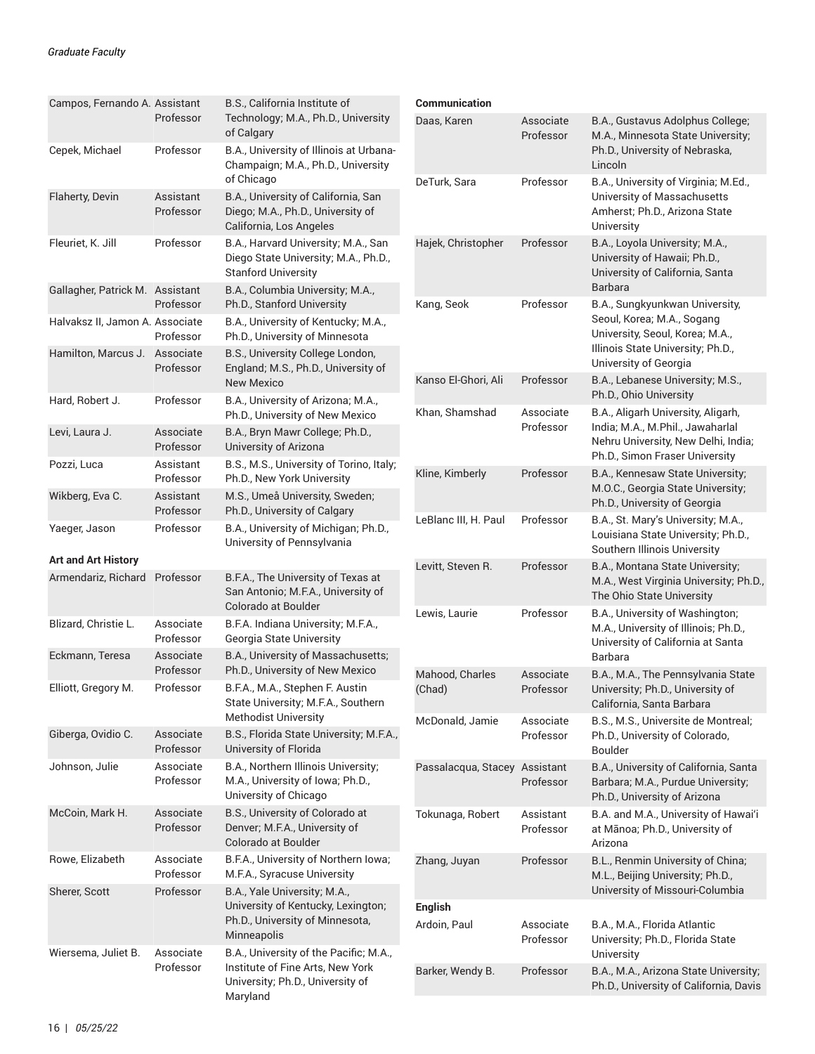| | | |
|---|---|---|
| Campos, Fernando A. | Assistant Professor | B.S., California Institute of Technology; M.A., Ph.D., University of Calgary |
| Cepek, Michael | Professor | B.A., University of Illinois at Urbana-Champaign; M.A., Ph.D., University of Chicago |
| Flaherty, Devin | Assistant Professor | B.A., University of California, San Diego; M.A., Ph.D., University of California, Los Angeles |
| Fleuriet, K. Jill | Professor | B.A., Harvard University; M.A., San Diego State University; M.A., Ph.D., Stanford University |
| Gallagher, Patrick M. | Assistant Professor | B.A., Columbia University; M.A., Ph.D., Stanford University |
| Halvaksz II, Jamon A. | Associate Professor | B.A., University of Kentucky; M.A., Ph.D., University of Minnesota |
| Hamilton, Marcus J. | Associate Professor | B.S., University College London, England; M.S., Ph.D., University of New Mexico |
| Hard, Robert J. | Professor | B.A., University of Arizona; M.A., Ph.D., University of New Mexico |
| Levi, Laura J. | Associate Professor | B.A., Bryn Mawr College; Ph.D., University of Arizona |
| Pozzi, Luca | Assistant Professor | B.S., M.S., University of Torino, Italy; Ph.D., New York University |
| Wikberg, Eva C. | Assistant Professor | M.S., Umeå University, Sweden; Ph.D., University of Calgary |
| Yaeger, Jason | Professor | B.A., University of Michigan; Ph.D., University of Pennsylvania |

**Art and Art History**

| | | |
|---|---|---|
| Armendariz, Richard | Professor | B.F.A., The University of Texas at San Antonio; M.F.A., University of Colorado at Boulder |
| Blizard, Christie L. | Associate Professor | B.F.A. Indiana University; M.F.A., Georgia State University |
| Eckmann, Teresa | Associate Professor | B.A., University of Massachusetts; Ph.D., University of New Mexico |
| Elliott, Gregory M. | Professor | B.F.A., M.A., Stephen F. Austin State University; M.F.A., Southern Methodist University |
| Giberga, Ovidio C. | Associate Professor | B.S., Florida State University; M.F.A., University of Florida |
| Johnson, Julie | Associate Professor | B.A., Northern Illinois University; M.A., University of Iowa; Ph.D., University of Chicago |
| McCoin, Mark H. | Associate Professor | B.S., University of Colorado at Denver; M.F.A., University of Colorado at Boulder |
| Rowe, Elizabeth | Associate Professor | B.F.A., University of Northern Iowa; M.F.A., Syracuse University |
| Sherer, Scott | Professor | B.A., Yale University; M.A., University of Kentucky, Lexington; Ph.D., University of Minnesota, Minneapolis |
| Wiersema, Juliet B. | Associate Professor | B.A., University of the Pacific; M.A., Institute of Fine Arts, New York University; Ph.D., University of Maryland |

**Communication**

| | | |
|---|---|---|
| Daas, Karen | Associate Professor | B.A., Gustavus Adolphus College; M.A., Minnesota State University; Ph.D., University of Nebraska, Lincoln |
| DeTurk, Sara | Professor | B.A., University of Virginia; M.Ed., University of Massachusetts Amherst; Ph.D., Arizona State University |
| Hajek, Christopher | Professor | B.A., Loyola University; M.A., University of Hawaii; Ph.D., University of California, Santa Barbara |
| Kang, Seok | Professor | B.A., Sungkyunkwan University, Seoul, Korea; M.A., Sogang University, Seoul, Korea; M.A., Illinois State University; Ph.D., University of Georgia |
| Kanso El-Ghori, Ali | Professor | B.A., Lebanese University; M.S., Ph.D., Ohio University |
| Khan, Shamshad | Associate Professor | B.A., Aligarh University, Aligarh, India; M.A., M.Phil., Jawaharlal Nehru University, New Delhi, India; Ph.D., Simon Fraser University |
| Kline, Kimberly | Professor | B.A., Kennesaw State University; M.O.C., Georgia State University; Ph.D., University of Georgia |
| LeBlanc III, H. Paul | Professor | B.A., St. Mary's University; M.A., Louisiana State University; Ph.D., Southern Illinois University |
| Levitt, Steven R. | Professor | B.A., Montana State University; M.A., West Virginia University; Ph.D., The Ohio State University |
| Lewis, Laurie | Professor | B.A., University of Washington; M.A., University of Illinois; Ph.D., University of California at Santa Barbara |
| Mahood, Charles (Chad) | Associate Professor | B.A., M.A., The Pennsylvania State University; Ph.D., University of California, Santa Barbara |
| McDonald, Jamie | Associate Professor | B.S., M.S., Universite de Montreal; Ph.D., University of Colorado, Boulder |
| Passalacqua, Stacey | Assistant Professor | B.A., University of California, Santa Barbara; M.A., Purdue University; Ph.D., University of Arizona |
| Tokunaga, Robert | Assistant Professor | B.A. and M.A., University of Hawai'i at Mānoa; Ph.D., University of Arizona |
| Zhang, Juyan | Professor | B.L., Renmin University of China; M.L., Beijing University; Ph.D., University of Missouri-Columbia |

**English**

| | | |
|---|---|---|
| Ardoin, Paul | Associate Professor | B.A., M.A., Florida Atlantic University; Ph.D., Florida State University |
| Barker, Wendy B. | Professor | B.A., M.A., Arizona State University; Ph.D., University of California, Davis |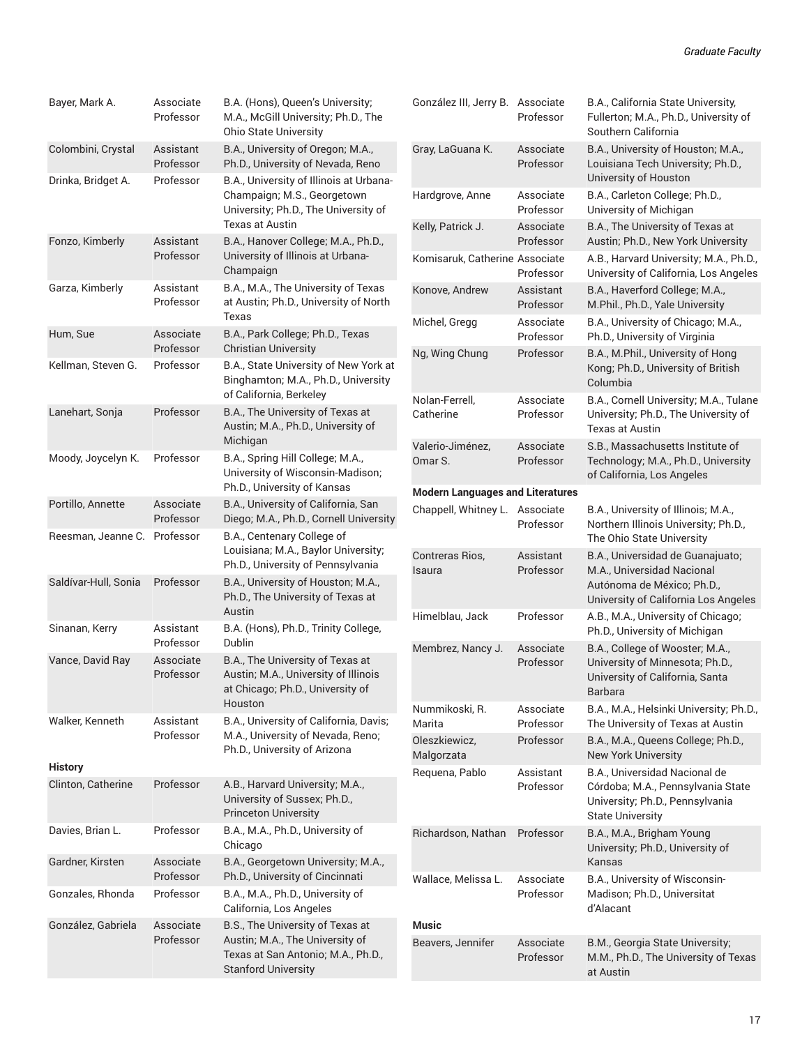| | | |
|---|---|---|
| Bayer, Mark A. | Associate Professor | B.A. (Hons), Queen's University; M.A., McGill University; Ph.D., The Ohio State University |
| Colombini, Crystal | Assistant Professor | B.A., University of Oregon; M.A., Ph.D., University of Nevada, Reno |
| Drinka, Bridget A. | Professor | B.A., University of Illinois at Urbana-Champaign; M.S., Georgetown University; Ph.D., The University of Texas at Austin |
| Fonzo, Kimberly | Assistant Professor | B.A., Hanover College; M.A., Ph.D., University of Illinois at Urbana-Champaign |
| Garza, Kimberly | Assistant Professor | B.A., M.A., The University of Texas at Austin; Ph.D., University of North Texas |
| Hum, Sue | Associate Professor | B.A., Park College; Ph.D., Texas Christian University |
| Kellman, Steven G. | Professor | B.A., State University of New York at Binghamton; M.A., Ph.D., University of California, Berkeley |
| Lanehart, Sonja | Professor | B.A., The University of Texas at Austin; M.A., Ph.D., University of Michigan |
| Moody, Joycelyn K. | Professor | B.A., Spring Hill College; M.A., University of Wisconsin-Madison; Ph.D., University of Kansas |
| Portillo, Annette | Associate Professor | B.A., University of California, San Diego; M.A., Ph.D., Cornell University |
| Reesman, Jeanne C. | Professor | B.A., Centenary College of Louisiana; M.A., Baylor University; Ph.D., University of Pennsylvania |
| Saldívar-Hull, Sonia | Professor | B.A., University of Houston; M.A., Ph.D., The University of Texas at Austin |
| Sinanan, Kerry | Assistant Professor | B.A. (Hons), Ph.D., Trinity College, Dublin |
| Vance, David Ray | Associate Professor | B.A., The University of Texas at Austin; M.A., University of Illinois at Chicago; Ph.D., University of Houston |
| Walker, Kenneth | Assistant Professor | B.A., University of California, Davis; M.A., University of Nevada, Reno; Ph.D., University of Arizona |

**History**

| | | |
|---|---|---|
| Clinton, Catherine | Professor | A.B., Harvard University; M.A., University of Sussex; Ph.D., Princeton University |
| Davies, Brian L. | Professor | B.A., M.A., Ph.D., University of Chicago |
| Gardner, Kirsten | Associate Professor | B.A., Georgetown University; M.A., Ph.D., University of Cincinnati |
| Gonzales, Rhonda | Professor | B.A., M.A., Ph.D., University of California, Los Angeles |
| González, Gabriela | Associate Professor | B.S., The University of Texas at Austin; M.A., The University of Texas at San Antonio; M.A., Ph.D., Stanford University |
| González III, Jerry B. | Associate Professor | B.A., California State University, Fullerton; M.A., Ph.D., University of Southern California |
| Gray, LaGuana K. | Associate Professor | B.A., University of Houston; M.A., Louisiana Tech University; Ph.D., University of Houston |
| Hardgrove, Anne | Associate Professor | B.A., Carleton College; Ph.D., University of Michigan |
| Kelly, Patrick J. | Associate Professor | B.A., The University of Texas at Austin; Ph.D., New York University |
| Komisaruk, Catherine | Associate Professor | A.B., Harvard University; M.A., Ph.D., University of California, Los Angeles |
| Konove, Andrew | Assistant Professor | B.A., Haverford College; M.A., M.Phil., Ph.D., Yale University |
| Michel, Gregg | Associate Professor | B.A., University of Chicago; M.A., Ph.D., University of Virginia |
| Ng, Wing Chung | Professor | B.A., M.Phil., University of Hong Kong; Ph.D., University of British Columbia |
| Nolan-Ferrell, Catherine | Associate Professor | B.A., Cornell University; M.A., Tulane University; Ph.D., The University of Texas at Austin |
| Valerio-Jiménez, Omar S. | Associate Professor | S.B., Massachusetts Institute of Technology; M.A., Ph.D., University of California, Los Angeles |

**Modern Languages and Literatures**

| | | |
|---|---|---|
| Chappell, Whitney L. | Associate Professor | B.A., University of Illinois; M.A., Northern Illinois University; Ph.D., The Ohio State University |
| Contreras Rios, Isaura | Assistant Professor | B.A., Universidad de Guanajuato; M.A., Universidad Nacional Autónoma de México; Ph.D., University of California Los Angeles |
| Himelblau, Jack | Professor | A.B., M.A., University of Chicago; Ph.D., University of Michigan |
| Membrez, Nancy J. | Associate Professor | B.A., College of Wooster; M.A., University of Minnesota; Ph.D., University of California, Santa Barbara |
| Nummikoski, R. Marita | Associate Professor | B.A., M.A., Helsinki University; Ph.D., The University of Texas at Austin |
| Oleszkiewicz, Malgorzata | Professor | B.A., M.A., Queens College; Ph.D., New York University |
| Requena, Pablo | Assistant Professor | B.A., Universidad Nacional de Córdoba; M.A., Pennsylvania State University; Ph.D., Pennsylvania State University |
| Richardson, Nathan | Professor | B.A., M.A., Brigham Young University; Ph.D., University of Kansas |
| Wallace, Melissa L. | Associate Professor | B.A., University of Wisconsin-Madison; Ph.D., Universitat d'Alacant |

**Music**

| | | |
|---|---|---|
| Beavers, Jennifer | Associate Professor | B.M., Georgia State University; M.M., Ph.D., The University of Texas at Austin |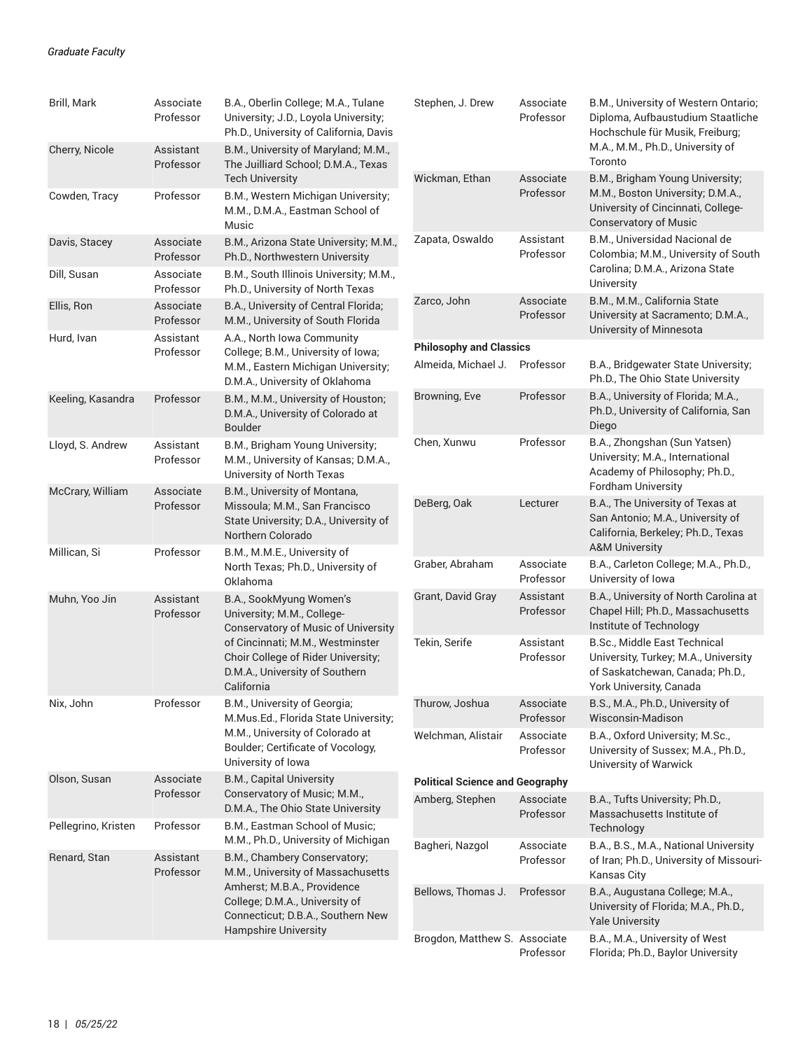| | | |
|---|---|---|
| Brill, Mark | Associate Professor | B.A., Oberlin College; M.A., Tulane University; J.D., Loyola University; Ph.D., University of California, Davis |
| Cherry, Nicole | Assistant Professor | B.M., University of Maryland; M.M., The Juilliard School; D.M.A., Texas Tech University |
| Cowden, Tracy | Professor | B.M., Western Michigan University; M.M., D.M.A., Eastman School of Music |
| Davis, Stacey | Associate Professor | B.M., Arizona State University; M.M., Ph.D., Northwestern University |
| Dill, Susan | Associate Professor | B.M., South Illinois University; M.M., Ph.D., University of North Texas |
| Ellis, Ron | Associate Professor | B.A., University of Central Florida; M.M., University of South Florida |
| Hurd, Ivan | Assistant Professor | A.A., North Iowa Community College; B.M., University of Iowa; M.M., Eastern Michigan University; D.M.A., University of Oklahoma |
| Keeling, Kasandra | Professor | B.M., M.M., University of Houston; D.M.A., University of Colorado at Boulder |
| Lloyd, S. Andrew | Assistant Professor | B.M., Brigham Young University; M.M., University of Kansas; D.M.A., University of North Texas |
| McCrary, William | Associate Professor | B.M., University of Montana, Missoula; M.M., San Francisco State University; D.A., University of Northern Colorado |
| Millican, Si | Professor | B.M., M.M.E., University of North Texas; Ph.D., University of Oklahoma |
| Muhn, Yoo Jin | Assistant Professor | B.A., SookMyung Women's University; M.M., College-Conservatory of Music of University of Cincinnati; M.M., Westminster Choir College of Rider University; D.M.A., University of Southern California |
| Nix, John | Professor | B.M., University of Georgia; M.Mus.Ed., Florida State University; M.M., University of Colorado at Boulder; Certificate of Vocology, University of Iowa |
| Olson, Susan | Associate Professor | B.M., Capital University Conservatory of Music; M.M., D.M.A., The Ohio State University |
| Pellegrino, Kristen | Professor | B.M., Eastman School of Music; M.M., Ph.D., University of Michigan |
| Renard, Stan | Assistant Professor | B.M., Chambery Conservatory; M.M., University of Massachusetts Amherst; M.B.A., Providence College; D.M.A., University of Connecticut; D.B.A., Southern New Hampshire University |
| Stephen, J. Drew | Associate Professor | B.M., University of Western Ontario; Diploma, Aufbaustudium Staatliche Hochschule für Musik, Freiburg; M.A., M.M., Ph.D., University of Toronto |
| Wickman, Ethan | Associate Professor | B.M., Brigham Young University; M.M., Boston University; D.M.A., University of Cincinnati, College-Conservatory of Music |
| Zapata, Oswaldo | Assistant Professor | B.M., Universidad Nacional de Colombia; M.M., University of South Carolina; D.M.A., Arizona State University |
| Zarco, John | Associate Professor | B.M., M.M., California State University at Sacramento; D.M.A., University of Minnesota |

**Philosophy and Classics**

| | | |
|---|---|---|
| Almeida, Michael J. | Professor | B.A., Bridgewater State University; Ph.D., The Ohio State University |
| Browning, Eve | Professor | B.A., University of Florida; M.A., Ph.D., University of California, San Diego |
| Chen, Xunwu | Professor | B.A., Zhongshan (Sun Yatsen) University; M.A., International Academy of Philosophy; Ph.D., Fordham University |
| DeBerg, Oak | Lecturer | B.A., The University of Texas at San Antonio; M.A., University of California, Berkeley; Ph.D., Texas A&M University |
| Graber, Abraham | Associate Professor | B.A., Carleton College; M.A., Ph.D., University of Iowa |
| Grant, David Gray | Assistant Professor | B.A., University of North Carolina at Chapel Hill; Ph.D., Massachusetts Institute of Technology |
| Tekin, Serife | Assistant Professor | B.Sc., Middle East Technical University, Turkey; M.A., University of Saskatchewan, Canada; Ph.D., York University, Canada |
| Thurow, Joshua | Associate Professor | B.S., M.A., Ph.D., University of Wisconsin-Madison |
| Welchman, Alistair | Associate Professor | B.A., Oxford University; M.Sc., University of Sussex; M.A., Ph.D., University of Warwick |

**Political Science and Geography**

| | | |
|---|---|---|
| Amberg, Stephen | Associate Professor | B.A., Tufts University; Ph.D., Massachusetts Institute of Technology |
| Bagheri, Nazgol | Associate Professor | B.A., B.S., M.A., National University of Iran; Ph.D., University of Missouri-Kansas City |
| Bellows, Thomas J. | Professor | B.A., Augustana College; M.A., University of Florida; M.A., Ph.D., Yale University |
| Brogdon, Matthew S. | Associate Professor | B.A., M.A., University of West Florida; Ph.D., Baylor University |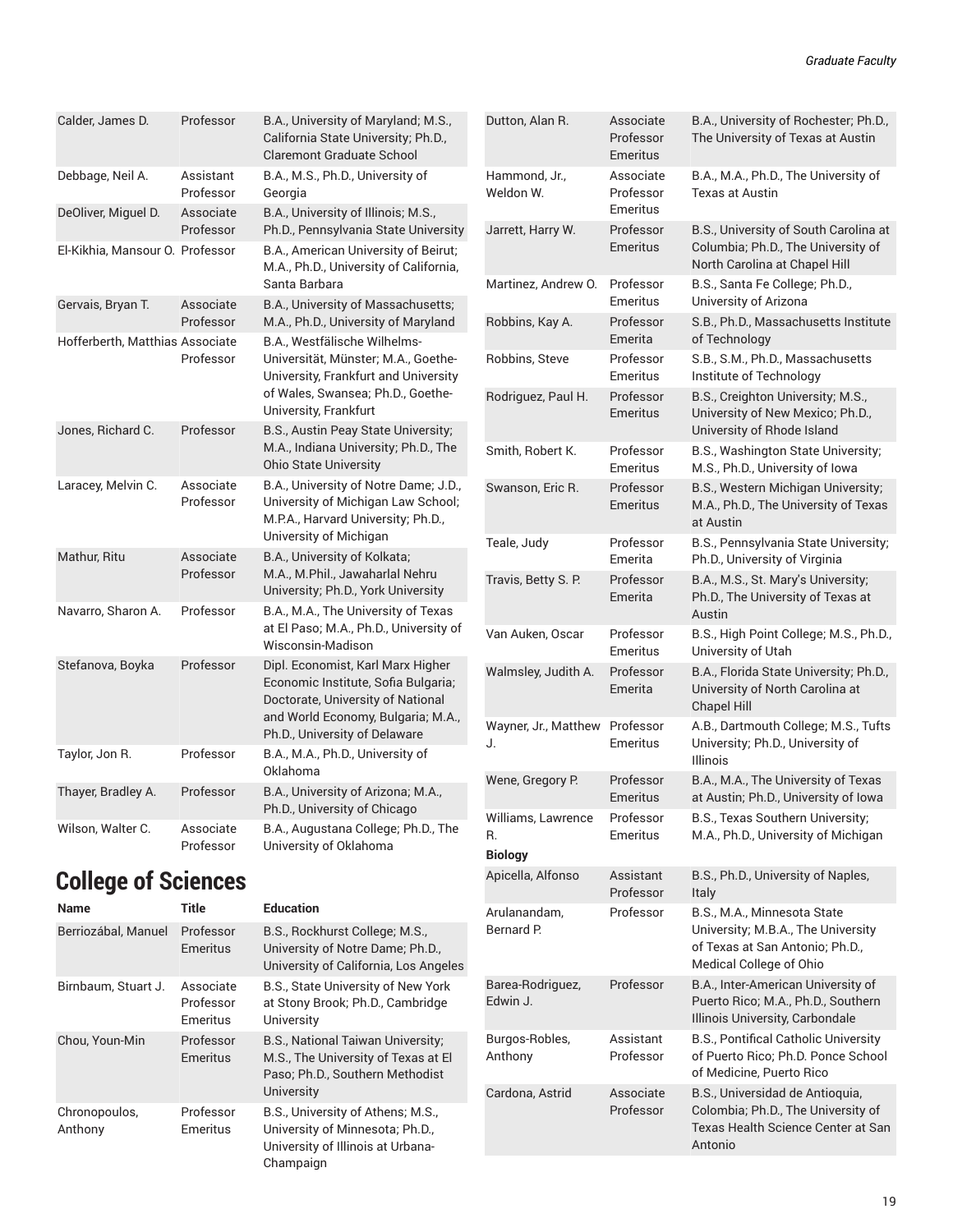| | | |
|---|---|---|
| Calder, James D. | Professor | B.A., University of Maryland; M.S., California State University; Ph.D., Claremont Graduate School |
| Debbage, Neil A. | Assistant Professor | B.A., M.S., Ph.D., University of Georgia |
| DeOliver, Miguel D. | Associate Professor | B.A., University of Illinois; M.S., Ph.D., Pennsylvania State University |
| El-Kikhia, Mansour O. | Professor | B.A., American University of Beirut; M.A., Ph.D., University of California, Santa Barbara |
| Gervais, Bryan T. | Associate Professor | B.A., University of Massachusetts; M.A., Ph.D., University of Maryland |
| Hofferberth, Matthias | Associate Professor | B.A., Westfälische Wilhelms-Universität, Münster; M.A., Goethe-University, Frankfurt and University of Wales, Swansea; Ph.D., Goethe-University, Frankfurt |
| Jones, Richard C. | Professor | B.S., Austin Peay State University; M.A., Indiana University; Ph.D., The Ohio State University |
| Laracey, Melvin C. | Associate Professor | B.A., University of Notre Dame; J.D., University of Michigan Law School; M.P.A., Harvard University; Ph.D., University of Michigan |
| Mathur, Ritu | Associate Professor | B.A., University of Kolkata; M.A., M.Phil., Jawaharlal Nehru University; Ph.D., York University |
| Navarro, Sharon A. | Professor | B.A., M.A., The University of Texas at El Paso; M.A., Ph.D., University of Wisconsin-Madison |
| Stefanova, Boyka | Professor | Dipl. Economist, Karl Marx Higher Economic Institute, Sofia Bulgaria; Doctorate, University of National and World Economy, Bulgaria; M.A., Ph.D., University of Delaware |
| Taylor, Jon R. | Professor | B.A., M.A., Ph.D., University of Oklahoma |
| Thayer, Bradley A. | Professor | B.A., University of Arizona; M.A., Ph.D., University of Chicago |
| Wilson, Walter C. | Associate Professor | B.A., Augustana College; Ph.D., The University of Oklahoma |

## College of Sciences

| Name | Title | Education |
|---|---|---|
| Berriozábal, Manuel | Professor Emeritus | B.S., Rockhurst College; M.S., University of Notre Dame; Ph.D., University of California, Los Angeles |
| Birnbaum, Stuart J. | Associate Professor Emeritus | B.S., State University of New York at Stony Brook; Ph.D., Cambridge University |
| Chou, Youn-Min | Professor Emeritus | B.S., National Taiwan University; M.S., The University of Texas at El Paso; Ph.D., Southern Methodist University |
| Chronopoulos, Anthony | Professor Emeritus | B.S., University of Athens; M.S., University of Minnesota; Ph.D., University of Illinois at Urbana-Champaign |
| Dutton, Alan R. | Associate Professor Emeritus | B.A., University of Rochester; Ph.D., The University of Texas at Austin |
| Hammond, Jr., Weldon W. | Associate Professor Emeritus | B.A., M.A., Ph.D., The University of Texas at Austin |
| Jarrett, Harry W. | Professor Emeritus | B.S., University of South Carolina at Columbia; Ph.D., The University of North Carolina at Chapel Hill |
| Martinez, Andrew O. | Professor Emeritus | B.S., Santa Fe College; Ph.D., University of Arizona |
| Robbins, Kay A. | Professor Emerita | S.B., Ph.D., Massachusetts Institute of Technology |
| Robbins, Steve | Professor Emeritus | S.B., S.M., Ph.D., Massachusetts Institute of Technology |
| Rodriguez, Paul H. | Professor Emeritus | B.S., Creighton University; M.S., University of New Mexico; Ph.D., University of Rhode Island |
| Smith, Robert K. | Professor Emeritus | B.S., Washington State University; M.S., Ph.D., University of Iowa |
| Swanson, Eric R. | Professor Emeritus | B.S., Western Michigan University; M.A., Ph.D., The University of Texas at Austin |
| Teale, Judy | Professor Emerita | B.S., Pennsylvania State University; Ph.D., University of Virginia |
| Travis, Betty S. P. | Professor Emerita | B.A., M.S., St. Mary's University; Ph.D., The University of Texas at Austin |
| Van Auken, Oscar | Professor Emeritus | B.S., High Point College; M.S., Ph.D., University of Utah |
| Walmsley, Judith A. | Professor Emerita | B.A., Florida State University; Ph.D., University of North Carolina at Chapel Hill |
| Wayner, Jr., Matthew J. | Professor Emeritus | A.B., Dartmouth College; M.S., Tufts University; Ph.D., University of Illinois |
| Wene, Gregory P. | Professor Emeritus | B.A., M.A., The University of Texas at Austin; Ph.D., University of Iowa |
| Williams, Lawrence R. | Professor Emeritus | B.S., Texas Southern University; M.A., Ph.D., University of Michigan |
| **Biology** | | |
| Apicella, Alfonso | Assistant Professor | B.S., Ph.D., University of Naples, Italy |
| Arulanandam, Bernard P. | Professor | B.S., M.A., Minnesota State University; M.B.A., The University of Texas at San Antonio; Ph.D., Medical College of Ohio |
| Barea-Rodriguez, Edwin J. | Professor | B.A., Inter-American University of Puerto Rico; M.A., Ph.D., Southern Illinois University, Carbondale |
| Burgos-Robles, Anthony | Assistant Professor | B.S., Pontifical Catholic University of Puerto Rico; Ph.D. Ponce School of Medicine, Puerto Rico |
| Cardona, Astrid | Associate Professor | B.S., Universidad de Antioquia, Colombia; Ph.D., The University of Texas Health Science Center at San Antonio |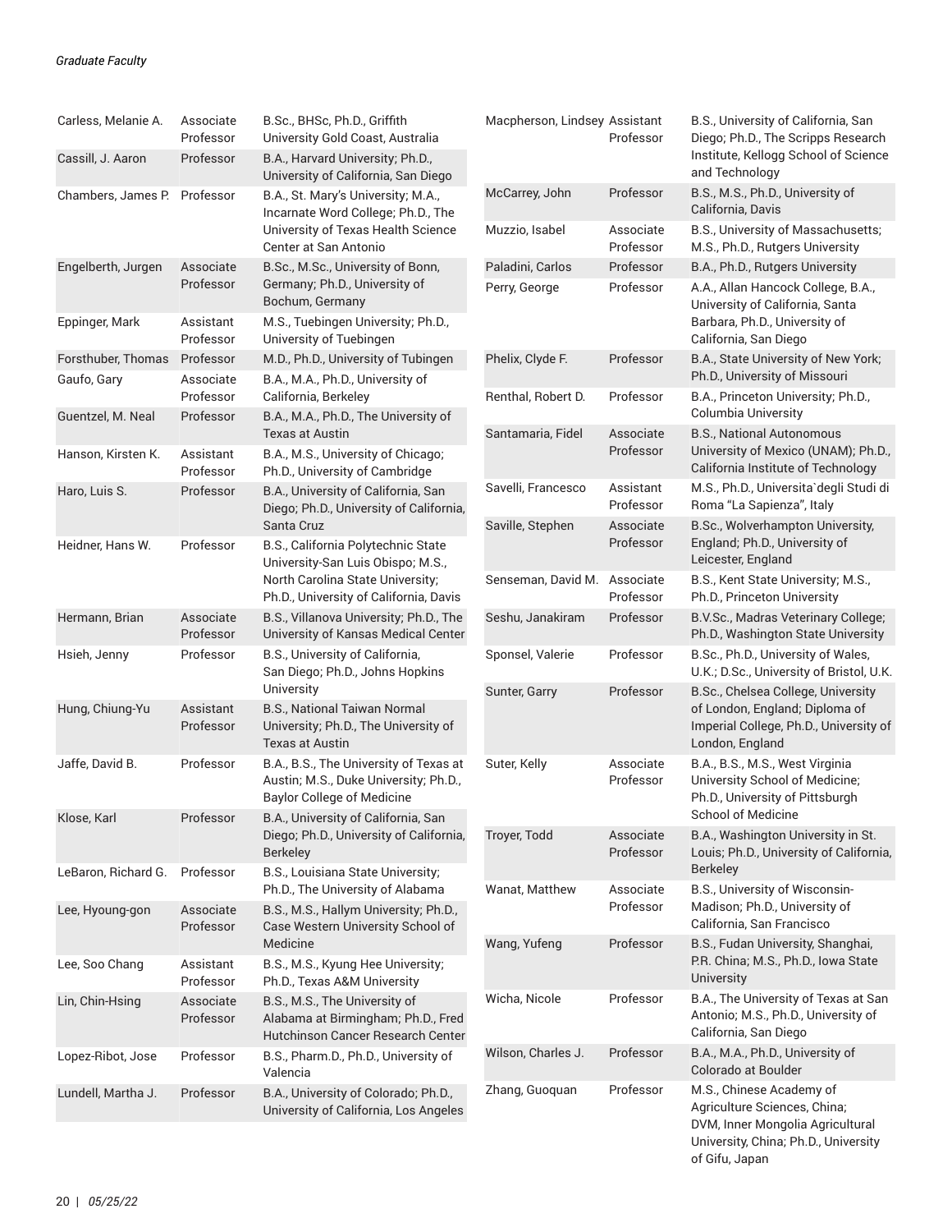| Name | Title | Degrees |
|---|---|---|
| Carless, Melanie A. | Associate Professor | B.Sc., BHSc, Ph.D., Griffith University Gold Coast, Australia |
| Cassill, J. Aaron | Professor | B.A., Harvard University; Ph.D., University of California, San Diego |
| Chambers, James P. | Professor | B.A., St. Mary's University; M.A., Incarnate Word College; Ph.D., The University of Texas Health Science Center at San Antonio |
| Engelberth, Jurgen | Associate Professor | B.Sc., M.Sc., University of Bonn, Germany; Ph.D., University of Bochum, Germany |
| Eppinger, Mark | Assistant Professor | M.S., Tuebingen University; Ph.D., University of Tuebingen |
| Forsthuber, Thomas | Professor | M.D., Ph.D., University of Tubingen |
| Gaufo, Gary | Associate Professor | B.A., M.A., Ph.D., University of California, Berkeley |
| Guentzel, M. Neal | Professor | B.A., M.A., Ph.D., The University of Texas at Austin |
| Hanson, Kirsten K. | Assistant Professor | B.A., M.S., University of Chicago; Ph.D., University of Cambridge |
| Haro, Luis S. | Professor | B.A., University of California, San Diego; Ph.D., University of California, Santa Cruz |
| Heidner, Hans W. | Professor | B.S., California Polytechnic State University-San Luis Obispo; M.S., North Carolina State University; Ph.D., University of California, Davis |
| Hermann, Brian | Associate Professor | B.S., Villanova University; Ph.D., The University of Kansas Medical Center |
| Hsieh, Jenny | Professor | B.S., University of California, San Diego; Ph.D., Johns Hopkins University |
| Hung, Chiung-Yu | Assistant Professor | B.S., National Taiwan Normal University; Ph.D., The University of Texas at Austin |
| Jaffe, David B. | Professor | B.A., B.S., The University of Texas at Austin; M.S., Duke University; Ph.D., Baylor College of Medicine |
| Klose, Karl | Professor | B.A., University of California, San Diego; Ph.D., University of California, Berkeley |
| LeBaron, Richard G. | Professor | B.S., Louisiana State University; Ph.D., The University of Alabama |
| Lee, Hyoung-gon | Associate Professor | B.S., M.S., Hallym University; Ph.D., Case Western University School of Medicine |
| Lee, Soo Chang | Assistant Professor | B.S., M.S., Kyung Hee University; Ph.D., Texas A&M University |
| Lin, Chin-Hsing | Associate Professor | B.S., M.S., The University of Alabama at Birmingham; Ph.D., Fred Hutchinson Cancer Research Center |
| Lopez-Ribot, Jose | Professor | B.S., Pharm.D., Ph.D., University of Valencia |
| Lundell, Martha J. | Professor | B.A., University of Colorado; Ph.D., University of California, Los Angeles |
| Macpherson, Lindsey | Assistant Professor | B.S., University of California, San Diego; Ph.D., The Scripps Research Institute, Kellogg School of Science and Technology |
| McCarrey, John | Professor | B.S., M.S., Ph.D., University of California, Davis |
| Muzzio, Isabel | Associate Professor | B.S., University of Massachusetts; M.S., Ph.D., Rutgers University |
| Paladini, Carlos | Professor | B.A., Ph.D., Rutgers University |
| Perry, George | Professor | A.A., Allan Hancock College, B.A., University of California, Santa Barbara, Ph.D., University of California, San Diego |
| Phelix, Clyde F. | Professor | B.A., State University of New York; Ph.D., University of Missouri |
| Renthal, Robert D. | Professor | B.A., Princeton University; Ph.D., Columbia University |
| Santamaria, Fidel | Associate Professor | B.S., National Autonomous University of Mexico (UNAM); Ph.D., California Institute of Technology |
| Savelli, Francesco | Assistant Professor | M.S., Ph.D., Universita`degli Studi di Roma "La Sapienza", Italy |
| Saville, Stephen | Associate Professor | B.Sc., Wolverhampton University, England; Ph.D., University of Leicester, England |
| Senseman, David M. | Associate Professor | B.S., Kent State University; M.S., Ph.D., Princeton University |
| Seshu, Janakiram | Professor | B.V.Sc., Madras Veterinary College; Ph.D., Washington State University |
| Sponsel, Valerie | Professor | B.Sc., Ph.D., University of Wales, U.K.; D.Sc., University of Bristol, U.K. |
| Sunter, Garry | Professor | B.Sc., Chelsea College, University of London, England; Diploma of Imperial College, Ph.D., University of London, England |
| Suter, Kelly | Associate Professor | B.A., B.S., M.S., West Virginia University School of Medicine; Ph.D., University of Pittsburgh School of Medicine |
| Troyer, Todd | Associate Professor | B.A., Washington University in St. Louis; Ph.D., University of California, Berkeley |
| Wanat, Matthew | Associate Professor | B.S., University of Wisconsin-Madison; Ph.D., University of California, San Francisco |
| Wang, Yufeng | Professor | B.S., Fudan University, Shanghai, P.R. China; M.S., Ph.D., Iowa State University |
| Wicha, Nicole | Professor | B.A., The University of Texas at San Antonio; M.S., Ph.D., University of California, San Diego |
| Wilson, Charles J. | Professor | B.A., M.A., Ph.D., University of Colorado at Boulder |
| Zhang, Guoquan | Professor | M.S., Chinese Academy of Agriculture Sciences, China; DVM, Inner Mongolia Agricultural University, China; Ph.D., University of Gifu, Japan |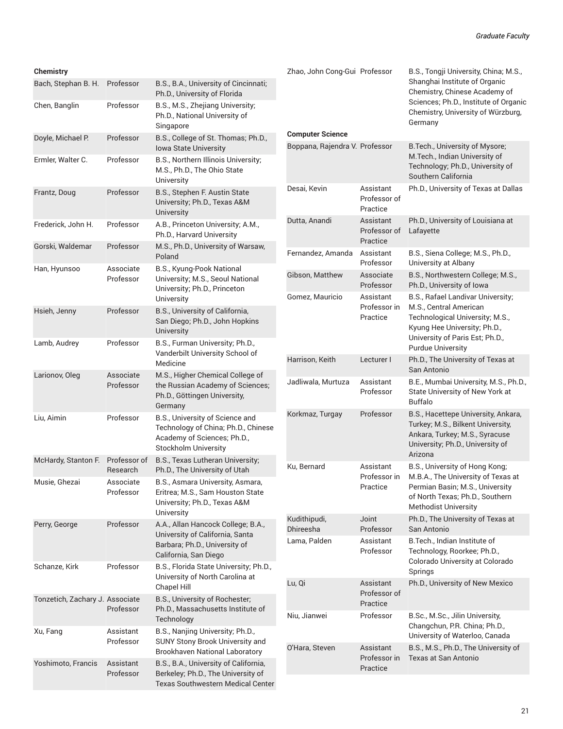**Chemistry**

| Name | Title | Education |
|---|---|---|
| Bach, Stephan B. H. | Professor | B.S., B.A., University of Cincinnati; Ph.D., University of Florida |
| Chen, Banglin | Professor | B.S., M.S., Zhejiang University; Ph.D., National University of Singapore |
| Doyle, Michael P. | Professor | B.S., College of St. Thomas; Ph.D., Iowa State University |
| Ermler, Walter C. | Professor | B.S., Northern Illinois University; M.S., Ph.D., The Ohio State University |
| Frantz, Doug | Professor | B.S., Stephen F. Austin State University; Ph.D., Texas A&M University |
| Frederick, John H. | Professor | A.B., Princeton University; A.M., Ph.D., Harvard University |
| Gorski, Waldemar | Professor | M.S., Ph.D., University of Warsaw, Poland |
| Han, Hyunsoo | Associate Professor | B.S., Kyung-Pook National University; M.S., Seoul National University; Ph.D., Princeton University |
| Hsieh, Jenny | Professor | B.S., University of California, San Diego; Ph.D., John Hopkins University |
| Lamb, Audrey | Professor | B.S., Furman University; Ph.D., Vanderbilt University School of Medicine |
| Larionov, Oleg | Associate Professor | M.S., Higher Chemical College of the Russian Academy of Sciences; Ph.D., Göttingen University, Germany |
| Liu, Aimin | Professor | B.S., University of Science and Technology of China; Ph.D., Chinese Academy of Sciences; Ph.D., Stockholm University |
| McHardy, Stanton F. | Professor of Research | B.S., Texas Lutheran University; Ph.D., The University of Utah |
| Musie, Ghezai | Associate Professor | B.S., Asmara University, Asmara, Eritrea; M.S., Sam Houston State University; Ph.D., Texas A&M University |
| Perry, George | Professor | A.A., Allan Hancock College; B.A., University of California, Santa Barbara; Ph.D., University of California, San Diego |
| Schanze, Kirk | Professor | B.S., Florida State University; Ph.D., University of North Carolina at Chapel Hill |
| Tonzetich, Zachary J. | Associate Professor | B.S., University of Rochester; Ph.D., Massachusetts Institute of Technology |
| Xu, Fang | Assistant Professor | B.S., Nanjing University; Ph.D., SUNY Stony Brook University and Brookhaven National Laboratory |
| Yoshimoto, Francis | Assistant Professor | B.S., B.A., University of California, Berkeley; Ph.D., The University of Texas Southwestern Medical Center |
| Zhao, John Cong-Gui | Professor | B.S., Tongji University, China; M.S., Shanghai Institute of Organic Chemistry, Chinese Academy of Sciences; Ph.D., Institute of Organic Chemistry, University of Würzburg, Germany |

**Computer Science**

| Name | Title | Education |
|---|---|---|
| Boppana, Rajendra V. | Professor | B.Tech., University of Mysore; M.Tech., Indian University of Technology; Ph.D., University of Southern California |
| Desai, Kevin | Assistant Professor of Practice | Ph.D., University of Texas at Dallas |
| Dutta, Anandi | Assistant Professor of Practice | Ph.D., University of Louisiana at Lafayette |
| Fernandez, Amanda | Assistant Professor | B.S., Siena College; M.S., Ph.D., University at Albany |
| Gibson, Matthew | Associate Professor | B.S., Northwestern College; M.S., Ph.D., University of Iowa |
| Gomez, Mauricio | Assistant Professor in Practice | B.S., Rafael Landivar University; M.S., Central American Technological University; M.S., Kyung Hee University; Ph.D., University of Paris Est; Ph.D., Purdue University |
| Harrison, Keith | Lecturer I | Ph.D., The University of Texas at San Antonio |
| Jadliwala, Murtuza | Assistant Professor | B.E., Mumbai University, M.S., Ph.D., State University of New York at Buffalo |
| Korkmaz, Turgay | Professor | B.S., Hacettepe University, Ankara, Turkey; M.S., Bilkent University, Ankara, Turkey; M.S., Syracuse University; Ph.D., University of Arizona |
| Ku, Bernard | Assistant Professor in Practice | B.S., University of Hong Kong; M.B.A., The University of Texas at Permian Basin; M.S., University of North Texas; Ph.D., Southern Methodist University |
| Kudithipudi, Dhireesha | Joint Professor | Ph.D., The University of Texas at San Antonio |
| Lama, Palden | Assistant Professor | B.Tech., Indian Institute of Technology, Roorkee; Ph.D., Colorado University at Colorado Springs |
| Lu, Qi | Assistant Professor of Practice | Ph.D., University of New Mexico |
| Niu, Jianwei | Professor | B.Sc., M.Sc., Jilin University, Changchun, P.R. China; Ph.D., University of Waterloo, Canada |
| O'Hara, Steven | Assistant Professor in Practice | B.S., M.S., Ph.D., The University of Texas at San Antonio |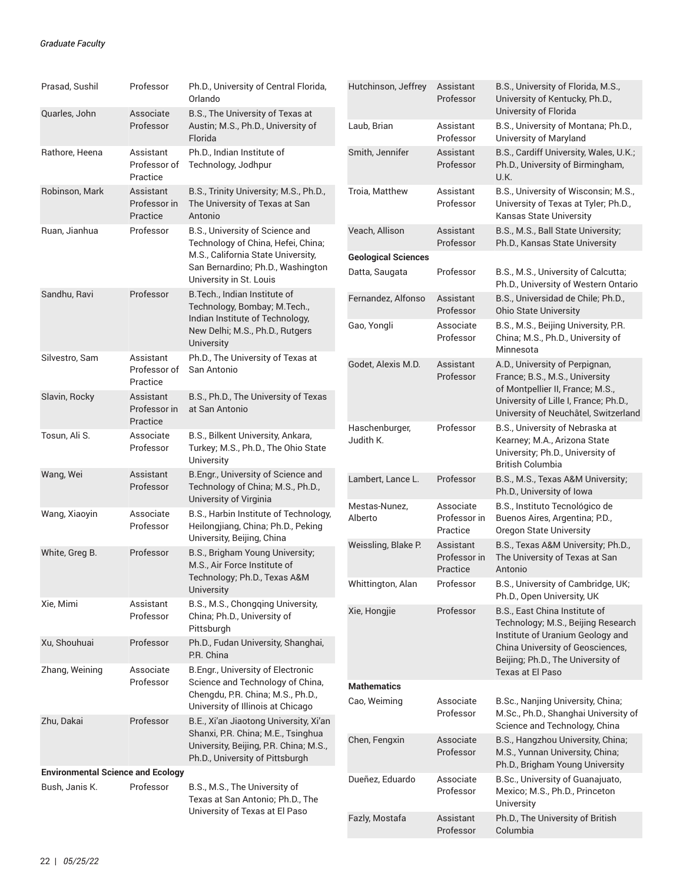| Name | Title | Degrees |
|---|---|---|
| Prasad, Sushil | Professor | Ph.D., University of Central Florida, Orlando |
| Quarles, John | Associate Professor | B.S., The University of Texas at Austin; M.S., Ph.D., University of Florida |
| Rathore, Heena | Assistant Professor of Practice | Ph.D., Indian Institute of Technology, Jodhpur |
| Robinson, Mark | Assistant Professor in Practice | B.S., Trinity University; M.S., Ph.D., The University of Texas at San Antonio |
| Ruan, Jianhua | Professor | B.S., University of Science and Technology of China, Hefei, China; M.S., California State University, San Bernardino; Ph.D., Washington University in St. Louis |
| Sandhu, Ravi | Professor | B.Tech., Indian Institute of Technology, Bombay; M.Tech., Indian Institute of Technology, New Delhi; M.S., Ph.D., Rutgers University |
| Silvestro, Sam | Assistant Professor of Practice | Ph.D., The University of Texas at San Antonio |
| Slavin, Rocky | Assistant Professor in Practice | B.S., Ph.D., The University of Texas at San Antonio |
| Tosun, Ali S. | Associate Professor | B.S., Bilkent University, Ankara, Turkey; M.S., Ph.D., The Ohio State University |
| Wang, Wei | Assistant Professor | B.Engr., University of Science and Technology of China; M.S., Ph.D., University of Virginia |
| Wang, Xiaoyin | Associate Professor | B.S., Harbin Institute of Technology, Heilongjiang, China; Ph.D., Peking University, Beijing, China |
| White, Greg B. | Professor | B.S., Brigham Young University; M.S., Air Force Institute of Technology; Ph.D., Texas A&M University |
| Xie, Mimi | Assistant Professor | B.S., M.S., Chongqing University, China; Ph.D., University of Pittsburgh |
| Xu, Shouhuai | Professor | Ph.D., Fudan University, Shanghai, P.R. China |
| Zhang, Weining | Associate Professor | B.Engr., University of Electronic Science and Technology of China, Chengdu, P.R. China; M.S., Ph.D., University of Illinois at Chicago |
| Zhu, Dakai | Professor | B.E., Xi'an Jiaotong University, Xi'an Shanxi, P.R. China; M.E., Tsinghua University, Beijing, P.R. China; M.S., Ph.D., University of Pittsburgh |

**Environmental Science and Ecology**

| Name | Title | Degrees |
|---|---|---|
| Bush, Janis K. | Professor | B.S., M.S., The University of Texas at San Antonio; Ph.D., The University of Texas at El Paso |
| Hutchinson, Jeffrey | Assistant Professor | B.S., University of Florida, M.S., University of Kentucky, Ph.D., University of Florida |
| Laub, Brian | Assistant Professor | B.S., University of Montana; Ph.D., University of Maryland |
| Smith, Jennifer | Assistant Professor | B.S., Cardiff University, Wales, U.K.; Ph.D., University of Birmingham, U.K. |
| Troia, Matthew | Assistant Professor | B.S., University of Wisconsin; M.S., University of Texas at Tyler; Ph.D., Kansas State University |
| Veach, Allison | Assistant Professor | B.S., M.S., Ball State University; Ph.D., Kansas State University |

**Geological Sciences**

| Name | Title | Degrees |
|---|---|---|
| Datta, Saugata | Professor | B.S., M.S., University of Calcutta; Ph.D., University of Western Ontario |
| Fernandez, Alfonso | Assistant Professor | B.S., Universidad de Chile; Ph.D., Ohio State University |
| Gao, Yongli | Associate Professor | B.S., M.S., Beijing University, P.R. China; M.S., Ph.D., University of Minnesota |
| Godet, Alexis M.D. | Assistant Professor | A.D., University of Perpignan, France; B.S., M.S., University of Montpellier II, France; M.S., University of Lille I, France; Ph.D., University of Neuchâtel, Switzerland |
| Haschenburger, Judith K. | Professor | B.S., University of Nebraska at Kearney; M.A., Arizona State University; Ph.D., University of British Columbia |
| Lambert, Lance L. | Professor | B.S., M.S., Texas A&M University; Ph.D., University of Iowa |
| Mestas-Nunez, Alberto | Associate Professor in Practice | B.S., Instituto Tecnológico de Buenos Aires, Argentina; P.D., Oregon State University |
| Weissling, Blake P. | Assistant Professor in Practice | B.S., Texas A&M University; Ph.D., The University of Texas at San Antonio |
| Whittington, Alan | Professor | B.S., University of Cambridge, UK; Ph.D., Open University, UK |
| Xie, Hongjie | Professor | B.S., East China Institute of Technology; M.S., Beijing Research Institute of Uranium Geology and China University of Geosciences, Beijing; Ph.D., The University of Texas at El Paso |

**Mathematics**

| Name | Title | Degrees |
|---|---|---|
| Cao, Weiming | Associate Professor | B.Sc., Nanjing University, China; M.Sc., Ph.D., Shanghai University of Science and Technology, China |
| Chen, Fengxin | Associate Professor | B.S., Hangzhou University, China; M.S., Yunnan University, China; Ph.D., Brigham Young University |
| Dueñez, Eduardo | Associate Professor | B.Sc., University of Guanajuato, Mexico; M.S., Ph.D., Princeton University |
| Fazly, Mostafa | Assistant Professor | Ph.D., The University of British Columbia |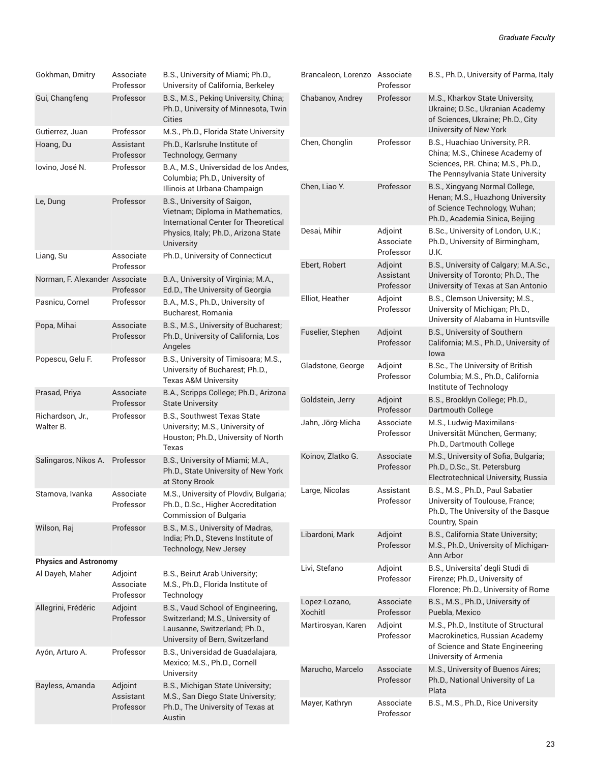| | | |
|---|---|---|
| Gokhman, Dmitry | Associate Professor | B.S., University of Miami; Ph.D., University of California, Berkeley |
| Gui, Changfeng | Professor | B.S., M.S., Peking University, China; Ph.D., University of Minnesota, Twin Cities |
| Gutierrez, Juan | Professor | M.S., Ph.D., Florida State University |
| Hoang, Du | Assistant Professor | Ph.D., Karlsruhe Institute of Technology, Germany |
| Iovino, José N. | Professor | B.A., M.S., Universidad de los Andes, Columbia; Ph.D., University of Illinois at Urbana-Champaign |
| Le, Dung | Professor | B.S., University of Saigon, Vietnam; Diploma in Mathematics, International Center for Theoretical Physics, Italy; Ph.D., Arizona State University |
| Liang, Su | Associate Professor | Ph.D., University of Connecticut |
| Norman, F. Alexander | Associate Professor | B.A., University of Virginia; M.A., Ed.D., The University of Georgia |
| Pasnicu, Cornel | Professor | B.A., M.S., Ph.D., University of Bucharest, Romania |
| Popa, Mihai | Associate Professor | B.S., M.S., University of Bucharest; Ph.D., University of California, Los Angeles |
| Popescu, Gelu F. | Professor | B.S., University of Timisoara; M.S., University of Bucharest; Ph.D., Texas A&M University |
| Prasad, Priya | Associate Professor | B.A., Scripps College; Ph.D., Arizona State University |
| Richardson, Jr., Walter B. | Professor | B.S., Southwest Texas State University; M.S., University of Houston; Ph.D., University of North Texas |
| Salingaros, Nikos A. | Professor | B.S., University of Miami; M.A., Ph.D., State University of New York at Stony Brook |
| Stamova, Ivanka | Associate Professor | M.S., University of Plovdiv, Bulgaria; Ph.D., D.Sc., Higher Accreditation Commission of Bulgaria |
| Wilson, Raj | Professor | B.S., M.S., University of Madras, India; Ph.D., Stevens Institute of Technology, New Jersey |

**Physics and Astronomy**

| | | |
|---|---|---|
| Al Dayeh, Maher | Adjoint Associate Professor | B.S., Beirut Arab University; M.S., Ph.D., Florida Institute of Technology |
| Allegrini, Frédéric | Adjoint Professor | B.S., Vaud School of Engineering, Switzerland; M.S., University of Lausanne, Switzerland; Ph.D., University of Bern, Switzerland |
| Ayón, Arturo A. | Professor | B.S., Universidad de Guadalajara, Mexico; M.S., Ph.D., Cornell University |
| Bayless, Amanda | Adjoint Assistant Professor | B.S., Michigan State University; M.S., San Diego State University; Ph.D., The University of Texas at Austin |
| Brancaleon, Lorenzo | Associate Professor | B.S., Ph.D., University of Parma, Italy |
| Chabanov, Andrey | Professor | M.S., Kharkov State University, Ukraine; D.Sc., Ukranian Academy of Sciences, Ukraine; Ph.D., City University of New York |
| Chen, Chonglin | Professor | B.S., Huachiao University, P.R. China; M.S., Chinese Academy of Sciences, P.R. China; M.S., Ph.D., The Pennsylvania State University |
| Chen, Liao Y. | Professor | B.S., Xingyang Normal College, Henan; M.S., Huazhong University of Science Technology, Wuhan; Ph.D., Academia Sinica, Beijing |
| Desai, Mihir | Adjoint Associate Professor | B.Sc., University of London, U.K.; Ph.D., University of Birmingham, U.K. |
| Ebert, Robert | Adjoint Assistant Professor | B.S., University of Calgary; M.A.Sc., University of Toronto; Ph.D., The University of Texas at San Antonio |
| Elliot, Heather | Adjoint Professor | B.S., Clemson University; M.S., University of Michigan; Ph.D., University of Alabama in Huntsville |
| Fuselier, Stephen | Adjoint Professor | B.S., University of Southern California; M.S., Ph.D., University of Iowa |
| Gladstone, George | Adjoint Professor | B.Sc., The University of British Columbia; M.S., Ph.D., California Institute of Technology |
| Goldstein, Jerry | Adjoint Professor | B.S., Brooklyn College; Ph.D., Dartmouth College |
| Jahn, Jörg-Micha | Associate Professor | M.S., Ludwig-Maximilans-Universität München, Germany; Ph.D., Dartmouth College |
| Koinov, Zlatko G. | Associate Professor | M.S., University of Sofia, Bulgaria; Ph.D., D.Sc., St. Petersburg Electrotechnical University, Russia |
| Large, Nicolas | Assistant Professor | B.S., M.S., Ph.D., Paul Sabatier University of Toulouse, France; Ph.D., The University of the Basque Country, Spain |
| Libardoni, Mark | Adjoint Professor | B.S., California State University; M.S., Ph.D., University of Michigan-Ann Arbor |
| Livi, Stefano | Adjoint Professor | B.S., Universita' degli Studi di Firenze; Ph.D., University of Florence; Ph.D., University of Rome |
| Lopez-Lozano, Xochitl | Associate Professor | B.S., M.S., Ph.D., University of Puebla, Mexico |
| Martirosyan, Karen | Adjoint Professor | M.S., Ph.D., Institute of Structural Macrokinetics, Russian Academy of Science and State Engineering University of Armenia |
| Marucho, Marcelo | Associate Professor | M.S., University of Buenos Aires; Ph.D., National University of La Plata |
| Mayer, Kathryn | Associate Professor | B.S., M.S., Ph.D., Rice University |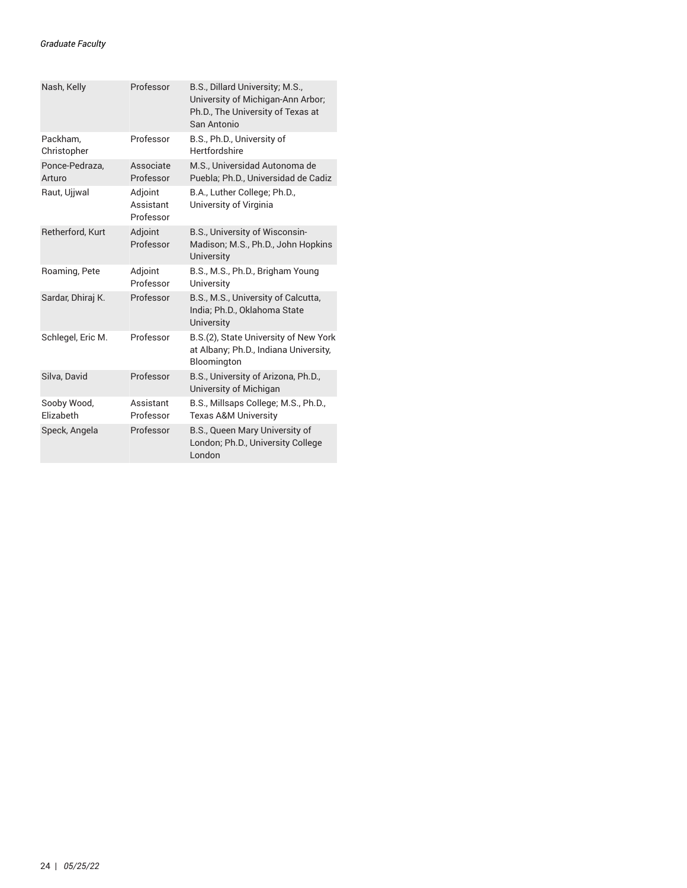| | | |
|---|---|---|
| Nash, Kelly | Professor | B.S., Dillard University; M.S., University of Michigan-Ann Arbor; Ph.D., The University of Texas at San Antonio |
| Packham, Christopher | Professor | B.S., Ph.D., University of Hertfordshire |
| Ponce-Pedraza, Arturo | Associate Professor | M.S., Universidad Autonoma de Puebla; Ph.D., Universidad de Cadiz |
| Raut, Ujjwal | Adjoint Assistant Professor | B.A., Luther College; Ph.D., University of Virginia |
| Retherford, Kurt | Adjoint Professor | B.S., University of Wisconsin-Madison; M.S., Ph.D., John Hopkins University |
| Roaming, Pete | Adjoint Professor | B.S., M.S., Ph.D., Brigham Young University |
| Sardar, Dhiraj K. | Professor | B.S., M.S., University of Calcutta, India; Ph.D., Oklahoma State University |
| Schlegel, Eric M. | Professor | B.S.(2), State University of New York at Albany; Ph.D., Indiana University, Bloomington |
| Silva, David | Professor | B.S., University of Arizona, Ph.D., University of Michigan |
| Sooby Wood, Elizabeth | Assistant Professor | B.S., Millsaps College; M.S., Ph.D., Texas A&M University |
| Speck, Angela | Professor | B.S., Queen Mary University of London; Ph.D., University College London |